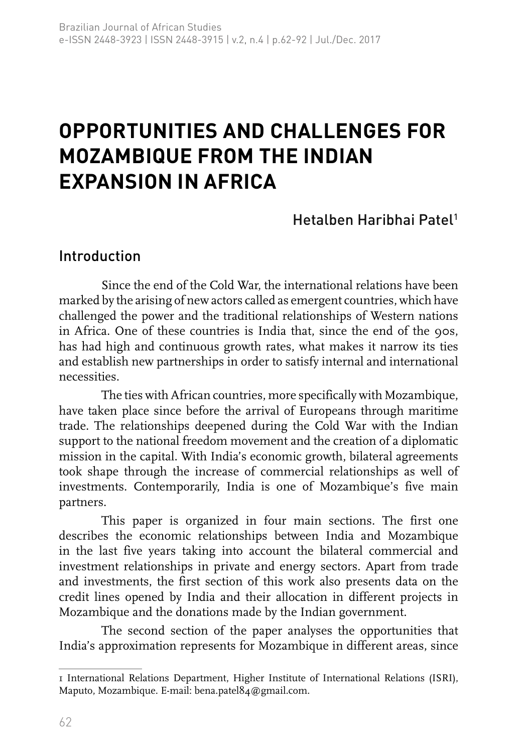# OPPORTUNITIES AND CHALLENGES FOR MOZAMBIQUE FROM THE INDIAN EXPANSION IN AFRICA

Hetalben Haribhai Patel[1]

## Introduction

Since the end of the Cold War, the international relations have been marked by the arising of new actors called as emergent countries, which have challenged the power and the traditional relationships of Western nations in Africa. One of these countries is India that, since the end of the 90s, has had high and continuous growth rates, what makes it narrow its ties and establish new partnerships in order to satisfy internal and international necessities.

The ties with African countries, more specifically with Mozambique, have taken place since before the arrival of Europeans through maritime trade. The relationships deepened during the Cold War with the Indian support to the national freedom movement and the creation of a diplomatic mission in the capital. With India's economic growth, bilateral agreements took shape through the increase of commercial relationships as well of investments. Contemporarily, India is one of Mozambique's five main partners.

This paper is organized in four main sections. The first one describes the economic relationships between India and Mozambique in the last five years taking into account the bilateral commercial and investment relationships in private and energy sectors. Apart from trade and investments, the first section of this work also presents data on the credit lines opened by India and their allocation in different projects in Mozambique and the donations made by the Indian government.

The second section of the paper analyses the opportunities that India's approximation represents for Mozambique in different areas, since

---

1 International Relations Department, Higher Institute of International Relations (ISRI), Maputo, Mozambique. E-mail: bena.patel84@gmail.com.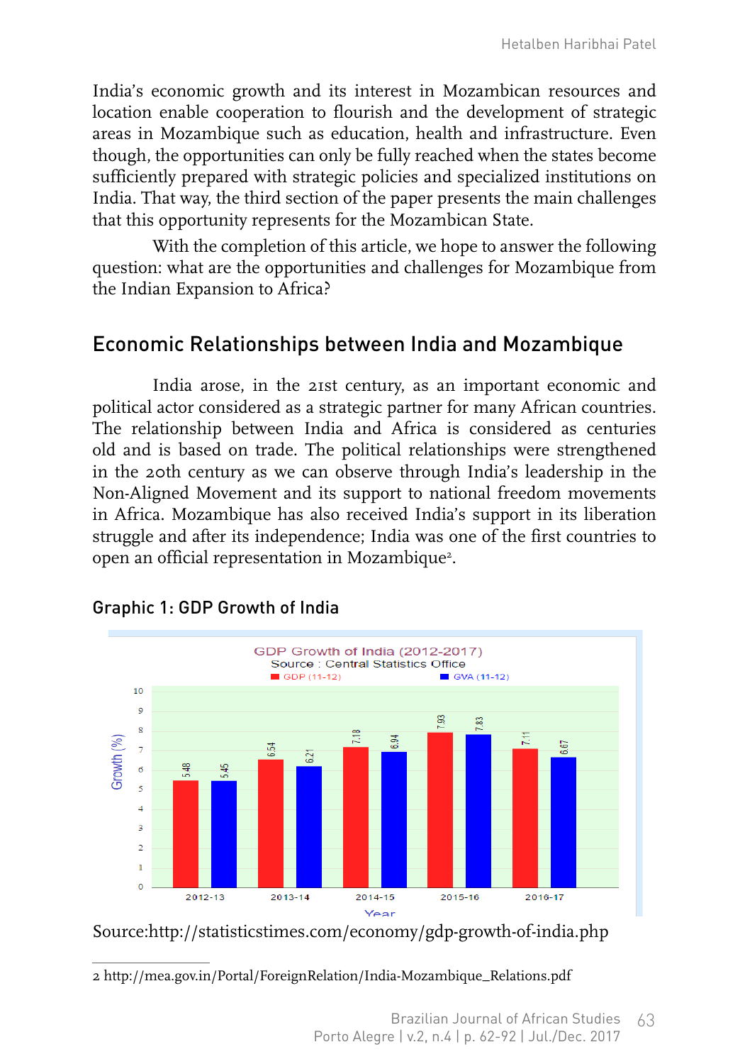India's economic growth and its interest in Mozambican resources and location enable cooperation to flourish and the development of strategic areas in Mozambique such as education, health and infrastructure. Even though, the opportunities can only be fully reached when the states become sufficiently prepared with strategic policies and specialized institutions on India. That way, the third section of the paper presents the main challenges that this opportunity represents for the Mozambican State.

With the completion of this article, we hope to answer the following question: what are the opportunities and challenges for Mozambique from the Indian Expansion to Africa?

## Economic Relationships between India and Mozambique

India arose, in the 21st century, as an important economic and political actor considered as a strategic partner for many African countries. The relationship between India and Africa is considered as centuries old and is based on trade. The political relationships were strengthened in the 20th century as we can observe through India's leadership in the Non-Aligned Movement and its support to national freedom movements in Africa. Mozambique has also received India's support in its liberation struggle and after its independence; India was one of the first countries to open an official representation in Mozambique[2].

### Graphic 1: GDP Growth of India

GDP Growth of India (2012-2017)
Source : Central Statistics Office
GDP (11-12)
GVA (11-12)
Growth (%)
0 1 2 3 4 5 6 7 8 9 10
5.48 5.45 6.54 6.21 7.18 6.94 7.93 7.83 7.11 6.67
2012-13 2013-14 2014-15 2015-16 2016-17
Year

Source:http://statisticstimes.com/economy/gdp-growth-of-india.php

2 http://mea.gov.in/Portal/ForeignRelation/India-Mozambique_Relations.pdf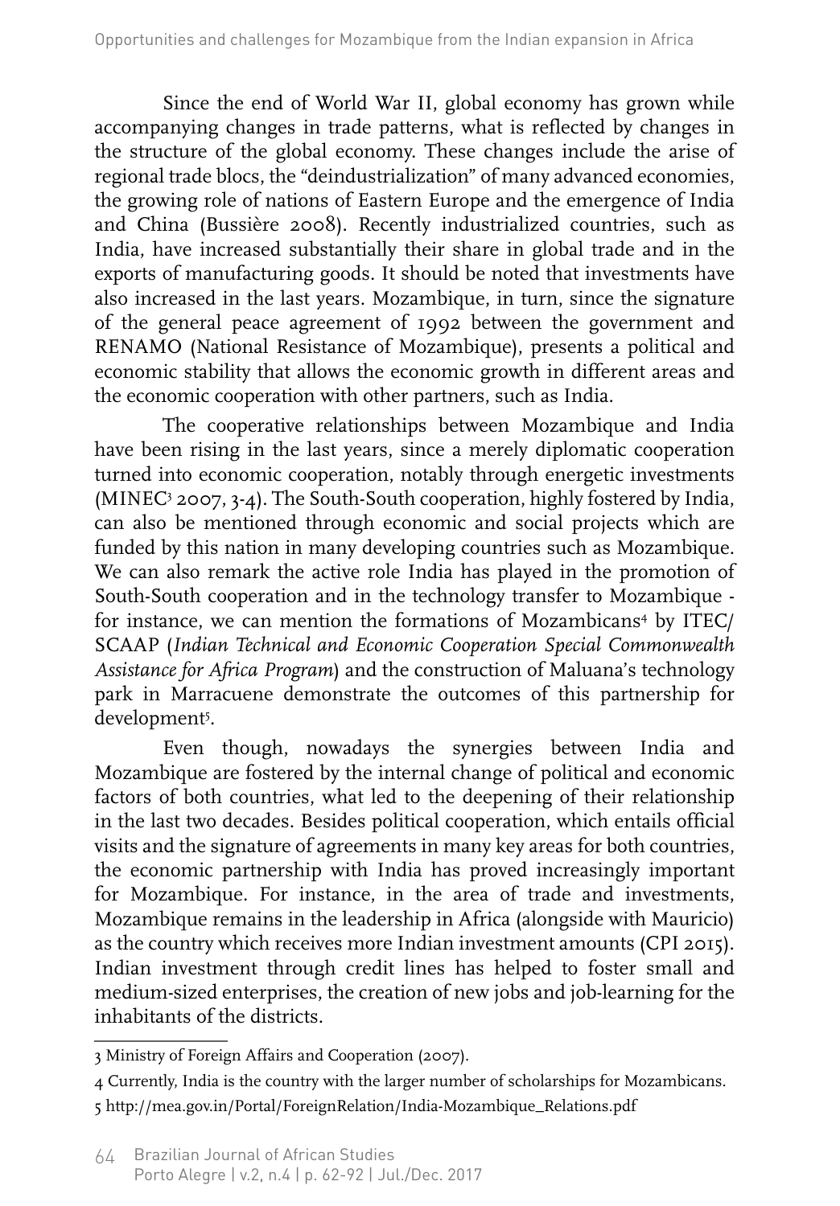Since the end of World War II, global economy has grown while accompanying changes in trade patterns, what is reflected by changes in the structure of the global economy. These changes include the arise of regional trade blocs, the "deindustrialization" of many advanced economies, the growing role of nations of Eastern Europe and the emergence of India and China (Bussière 2008). Recently industrialized countries, such as India, have increased substantially their share in global trade and in the exports of manufacturing goods. It should be noted that investments have also increased in the last years. Mozambique, in turn, since the signature of the general peace agreement of 1992 between the government and RENAMO (National Resistance of Mozambique), presents a political and economic stability that allows the economic growth in different areas and the economic cooperation with other partners, such as India.

The cooperative relationships between Mozambique and India have been rising in the last years, since a merely diplomatic cooperation turned into economic cooperation, notably through energetic investments (MINEC[3] 2007, 3-4). The South-South cooperation, highly fostered by India, can also be mentioned through economic and social projects which are funded by this nation in many developing countries such as Mozambique. We can also remark the active role India has played in the promotion of South-South cooperation and in the technology transfer to Mozambique - for instance, we can mention the formations of Mozambicans[4] by ITEC/SCAAP (*Indian Technical and Economic Cooperation Special Commonwealth Assistance for Africa Program*) and the construction of Maluana's technology park in Marracuene demonstrate the outcomes of this partnership for development[5].

Even though, nowadays the synergies between India and Mozambique are fostered by the internal change of political and economic factors of both countries, what led to the deepening of their relationship in the last two decades. Besides political cooperation, which entails official visits and the signature of agreements in many key areas for both countries, the economic partnership with India has proved increasingly important for Mozambique. For instance, in the area of trade and investments, Mozambique remains in the leadership in Africa (alongside with Mauricio) as the country which receives more Indian investment amounts (CPI 2015). Indian investment through credit lines has helped to foster small and medium-sized enterprises, the creation of new jobs and job-learning for the inhabitants of the districts.

---

3 Ministry of Foreign Affairs and Cooperation (2007).

4 Currently, India is the country with the larger number of scholarships for Mozambicans.

5 http://mea.gov.in/Portal/ForeignRelation/India-Mozambique_Relations.pdf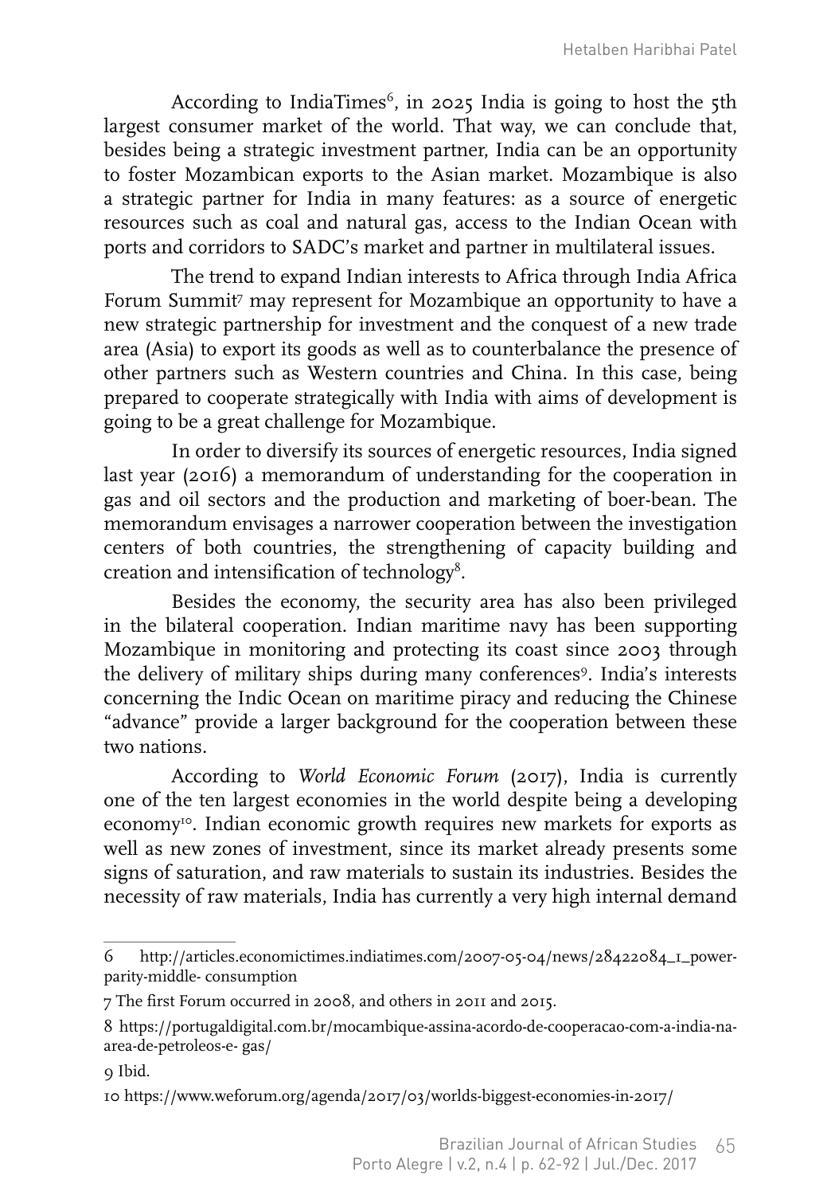According to IndiaTimes[6], in 2025 India is going to host the 5th largest consumer market of the world. That way, we can conclude that, besides being a strategic investment partner, India can be an opportunity to foster Mozambican exports to the Asian market. Mozambique is also a strategic partner for India in many features: as a source of energetic resources such as coal and natural gas, access to the Indian Ocean with ports and corridors to SADC's market and partner in multilateral issues.

The trend to expand Indian interests to Africa through India Africa Forum Summit[7] may represent for Mozambique an opportunity to have a new strategic partnership for investment and the conquest of a new trade area (Asia) to export its goods as well as to counterbalance the presence of other partners such as Western countries and China. In this case, being prepared to cooperate strategically with India with aims of development is going to be a great challenge for Mozambique.

In order to diversify its sources of energetic resources, India signed last year (2016) a memorandum of understanding for the cooperation in gas and oil sectors and the production and marketing of boer-bean. The memorandum envisages a narrower cooperation between the investigation centers of both countries, the strengthening of capacity building and creation and intensification of technology[8].

Besides the economy, the security area has also been privileged in the bilateral cooperation. Indian maritime navy has been supporting Mozambique in monitoring and protecting its coast since 2003 through the delivery of military ships during many conferences[9]. India's interests concerning the Indic Ocean on maritime piracy and reducing the Chinese "advance" provide a larger background for the cooperation between these two nations.

According to *World Economic Forum* (2017), India is currently one of the ten largest economies in the world despite being a developing economy[10]. Indian economic growth requires new markets for exports as well as new zones of investment, since its market already presents some signs of saturation, and raw materials to sustain its industries. Besides the necessity of raw materials, India has currently a very high internal demand

---

6 http://articles.economictimes.indiatimes.com/2007-05-04/news/28422084_1_power-parity-middle- consumption

7 The first Forum occurred in 2008, and others in 2011 and 2015.

8 https://portugaldigital.com.br/mocambique-assina-acordo-de-cooperacao-com-a-india-na-area-de-petroleos-e- gas/

9 Ibid.

10 https://www.weforum.org/agenda/2017/03/worlds-biggest-economies-in-2017/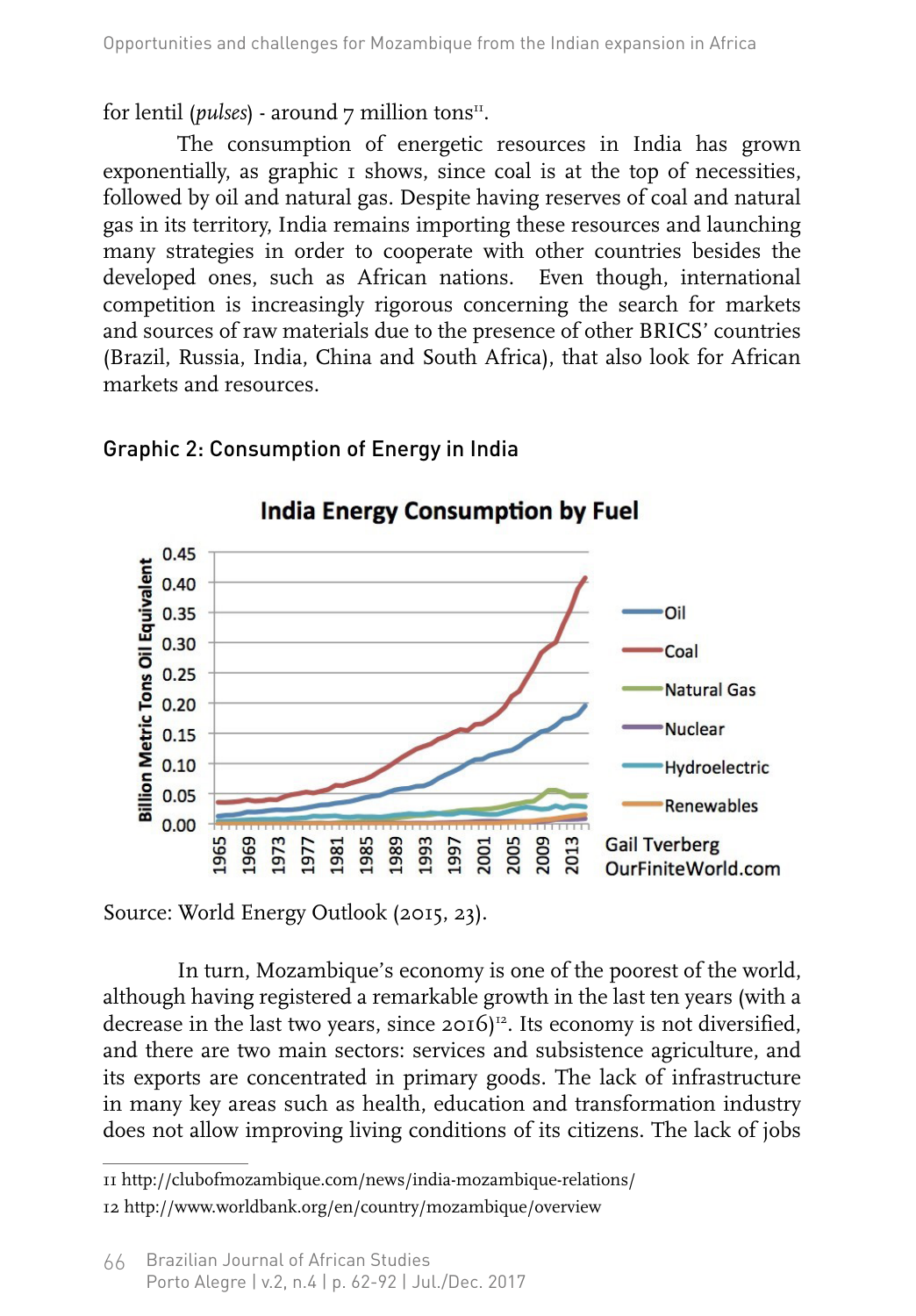for lentil (*pulses*) - around 7 million tons[11].

The consumption of energetic resources in India has grown exponentially, as graphic 1 shows, since coal is at the top of necessities, followed by oil and natural gas. Despite having reserves of coal and natural gas in its territory, India remains importing these resources and launching many strategies in order to cooperate with other countries besides the developed ones, such as African nations. Even though, international competition is increasingly rigorous concerning the search for markets and sources of raw materials due to the presence of other BRICS' countries (Brazil, Russia, India, China and South Africa), that also look for African markets and resources.

Graphic 2: Consumption of Energy in India

India Energy Consumption by Fuel

Billion Metric Tons Oil Equivalent

0.45
0.40
0.35
0.30
0.25
0.20
0.15
0.10
0.05
0.00

1965 1969 1973 1977 1981 1985 1989 1993 1997 2001 2005 2009 2013

Oil
Coal
Natural Gas
Nuclear
Hydroelectric
Renewables

Gail Tverberg
OurFiniteWorld.com

Source: World Energy Outlook (2015, 23).

In turn, Mozambique's economy is one of the poorest of the world, although having registered a remarkable growth in the last ten years (with a decrease in the last two years, since 2016)[12]. Its economy is not diversified, and there are two main sectors: services and subsistence agriculture, and its exports are concentrated in primary goods. The lack of infrastructure in many key areas such as health, education and transformation industry does not allow improving living conditions of its citizens. The lack of jobs

11 http://clubofmozambique.com/news/india-mozambique-relations/

12 http://www.worldbank.org/en/country/mozambique/overview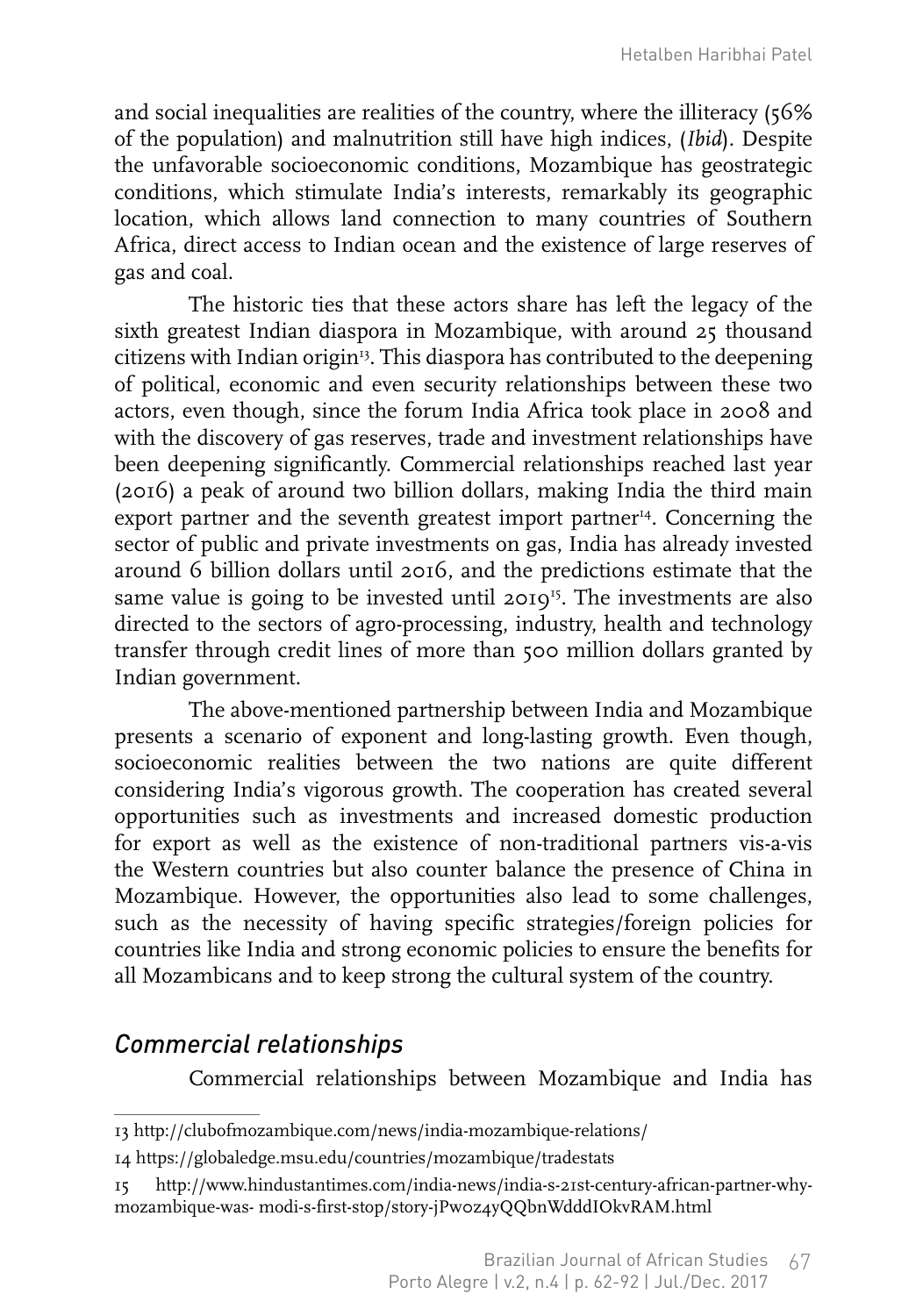and social inequalities are realities of the country, where the illiteracy (56% of the population) and malnutrition still have high indices, (*Ibid*). Despite the unfavorable socioeconomic conditions, Mozambique has geostrategic conditions, which stimulate India's interests, remarkably its geographic location, which allows land connection to many countries of Southern Africa, direct access to Indian ocean and the existence of large reserves of gas and coal.

The historic ties that these actors share has left the legacy of the sixth greatest Indian diaspora in Mozambique, with around 25 thousand citizens with Indian origin[13]. This diaspora has contributed to the deepening of political, economic and even security relationships between these two actors, even though, since the forum India Africa took place in 2008 and with the discovery of gas reserves, trade and investment relationships have been deepening significantly. Commercial relationships reached last year (2016) a peak of around two billion dollars, making India the third main export partner and the seventh greatest import partner[14]. Concerning the sector of public and private investments on gas, India has already invested around 6 billion dollars until 2016, and the predictions estimate that the same value is going to be invested until 2019[15]. The investments are also directed to the sectors of agro-processing, industry, health and technology transfer through credit lines of more than 500 million dollars granted by Indian government.

The above-mentioned partnership between India and Mozambique presents a scenario of exponent and long-lasting growth. Even though, socioeconomic realities between the two nations are quite different considering India's vigorous growth. The cooperation has created several opportunities such as investments and increased domestic production for export as well as the existence of non-traditional partners vis-a-vis the Western countries but also counter balance the presence of China in Mozambique. However, the opportunities also lead to some challenges, such as the necessity of having specific strategies/foreign policies for countries like India and strong economic policies to ensure the benefits for all Mozambicans and to keep strong the cultural system of the country.

## *Commercial relationships*

Commercial relationships between Mozambique and India has

---

13 http://clubofmozambique.com/news/india-mozambique-relations/

14 https://globaledge.msu.edu/countries/mozambique/tradestats

15 http://www.hindustantimes.com/india-news/india-s-21st-century-african-partner-why-mozambique-was- modi-s-first-stop/story-jPwoz4yQQbnWdddIOkvRAM.html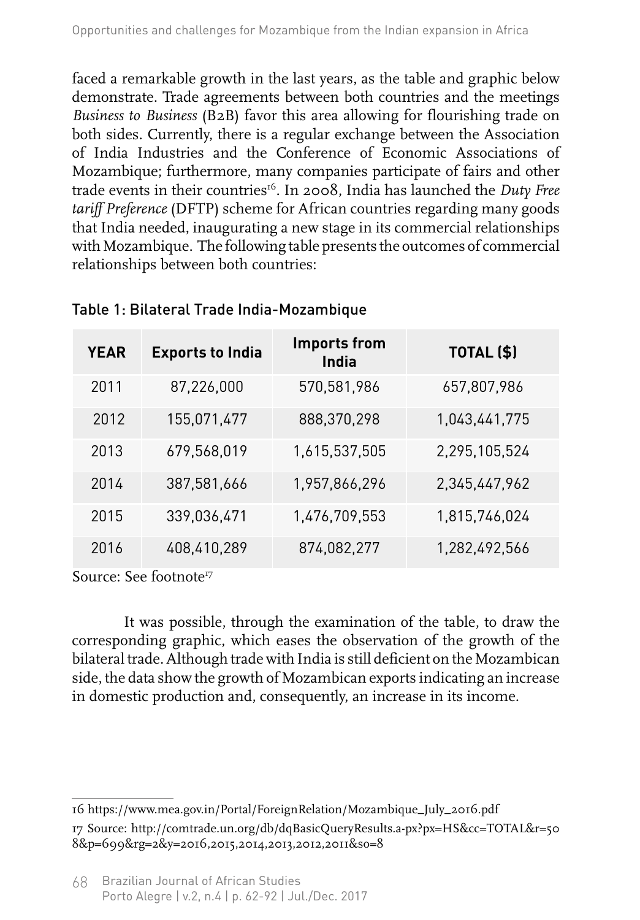faced a remarkable growth in the last years, as the table and graphic below demonstrate. Trade agreements between both countries and the meetings *Business to Business* (B2B) favor this area allowing for flourishing trade on both sides. Currently, there is a regular exchange between the Association of India Industries and the Conference of Economic Associations of Mozambique; furthermore, many companies participate of fairs and other trade events in their countries[16]. In 2008, India has launched the *Duty Free tariff Preference* (DFTP) scheme for African countries regarding many goods that India needed, inaugurating a new stage in its commercial relationships with Mozambique. The following table presents the outcomes of commercial relationships between both countries:

Table 1: Bilateral Trade India-Mozambique

| YEAR | Exports to India | Imports from India | TOTAL ($) |
|---|---|---|---|
| 2011 | 87,226,000 | 570,581,986 | 657,807,986 |
| 2012 | 155,071,477 | 888,370,298 | 1,043,441,775 |
| 2013 | 679,568,019 | 1,615,537,505 | 2,295,105,524 |
| 2014 | 387,581,666 | 1,957,866,296 | 2,345,447,962 |
| 2015 | 339,036,471 | 1,476,709,553 | 1,815,746,024 |
| 2016 | 408,410,289 | 874,082,277 | 1,282,492,566 |

Source: See footnote[17]

It was possible, through the examination of the table, to draw the corresponding graphic, which eases the observation of the growth of the bilateral trade. Although trade with India is still deficient on the Mozambican side, the data show the growth of Mozambican exports indicating an increase in domestic production and, consequently, an increase in its income.

---

16 https://www.mea.gov.in/Portal/ForeignRelation/Mozambique_July_2016.pdf

17 Source: http://comtrade.un.org/db/dqBasicQueryResults.a-px?px=HS&cc=TOTAL&r=508&p=699&rg=2&y=2016,2015,2014,2013,2012,2011&so=8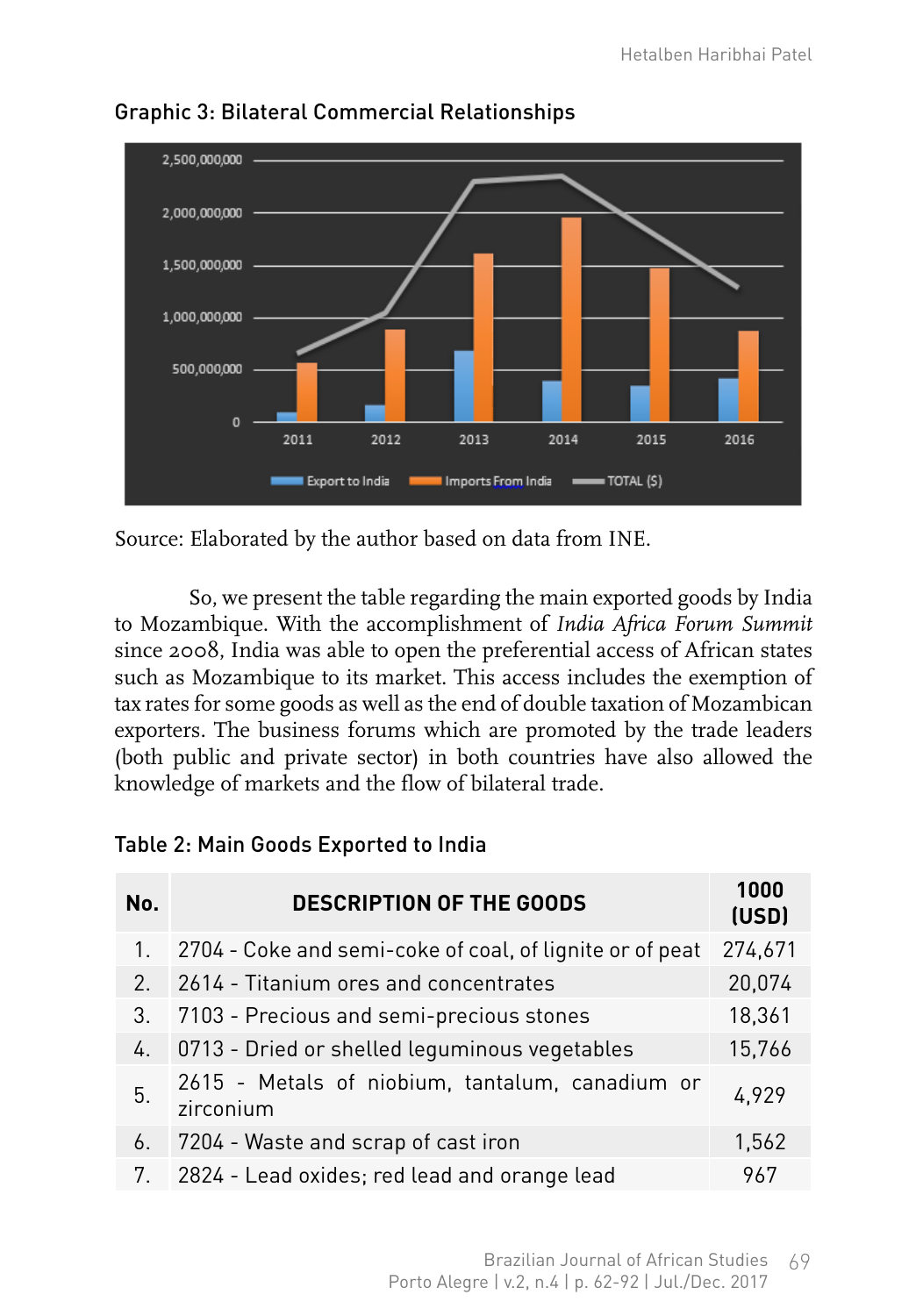Graphic 3: Bilateral Commercial Relationships

2,500,000,000
2,000,000,000
1,500,000,000
1,000,000,000
500,000,000
0

2011 2012 2013 2014 2015 2016

Export to India
Imports From India
TOTAL ($)

Source: Elaborated by the author based on data from INE.

So, we present the table regarding the main exported goods by India to Mozambique. With the accomplishment of *India Africa Forum Summit* since 2008, India was able to open the preferential access of African states such as Mozambique to its market. This access includes the exemption of tax rates for some goods as well as the end of double taxation of Mozambican exporters. The business forums which are promoted by the trade leaders (both public and private sector) in both countries have also allowed the knowledge of markets and the flow of bilateral trade.

Table 2: Main Goods Exported to India

| No. | DESCRIPTION OF THE GOODS | 1000 (USD) |
|---|---|---|
| 1. | 2704 - Coke and semi-coke of coal, of lignite or of peat | 274,671 |
| 2. | 2614 - Titanium ores and concentrates | 20,074 |
| 3. | 7103 - Precious and semi-precious stones | 18,361 |
| 4. | 0713 - Dried or shelled leguminous vegetables | 15,766 |
| 5. | 2615 - Metals of niobium, tantalum, canadium or zirconium | 4,929 |
| 6. | 7204 - Waste and scrap of cast iron | 1,562 |
| 7. | 2824 - Lead oxides; red lead and orange lead | 967 |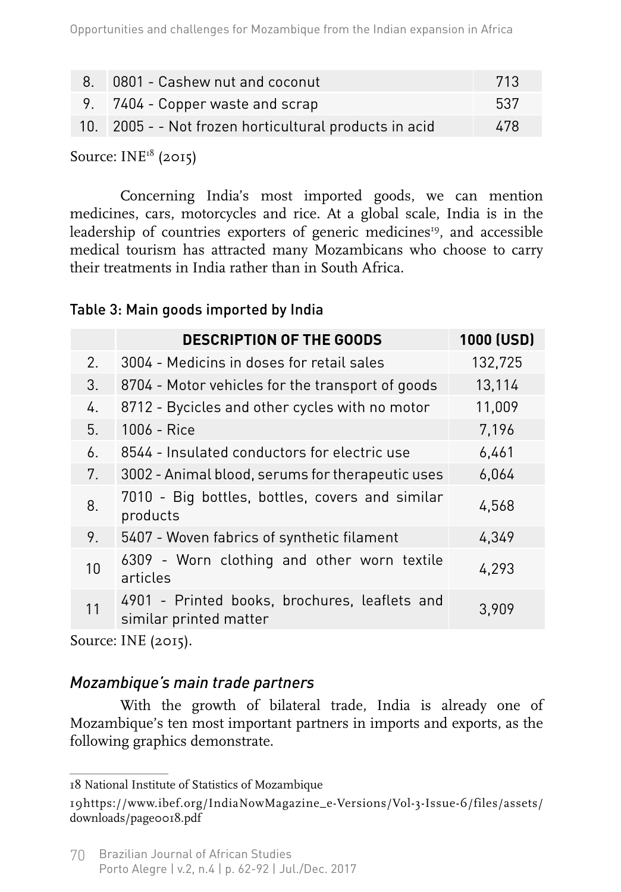| | | |
|---|---|---|
| 8. | 0801 - Cashew nut and coconut | 713 |
| 9. | 7404 - Copper waste and scrap | 537 |
| 10. | 2005 - - Not frozen horticultural products in acid | 478 |

Source: INE[18] (2015)

Concerning India's most imported goods, we can mention medicines, cars, motorcycles and rice. At a global scale, India is in the leadership of countries exporters of generic medicines[19], and accessible medical tourism has attracted many Mozambicans who choose to carry their treatments in India rather than in South Africa.

Table 3: Main goods imported by India

| | DESCRIPTION OF THE GOODS | 1000 (USD) |
|---|---|---|
| 2. | 3004 - Medicins in doses for retail sales | 132,725 |
| 3. | 8704 - Motor vehicles for the transport of goods | 13,114 |
| 4. | 8712 - Bycicles and other cycles with no motor | 11,009 |
| 5. | 1006 - Rice | 7,196 |
| 6. | 8544 - Insulated conductors for electric use | 6,461 |
| 7. | 3002 - Animal blood, serums for therapeutic uses | 6,064 |
| 8. | 7010 - Big bottles, bottles, covers and similar products | 4,568 |
| 9. | 5407 - Woven fabrics of synthetic filament | 4,349 |
| 10 | 6309 - Worn clothing and other worn textile articles | 4,293 |
| 11 | 4901 - Printed books, brochures, leaflets and similar printed matter | 3,909 |

Source: INE (2015).

### *Mozambique's main trade partners*

With the growth of bilateral trade, India is already one of Mozambique's ten most important partners in imports and exports, as the following graphics demonstrate.

---

18 National Institute of Statistics of Mozambique

19 https://www.ibef.org/IndiaNowMagazine_e-Versions/Vol-3-Issue-6/files/assets/downloads/page0018.pdf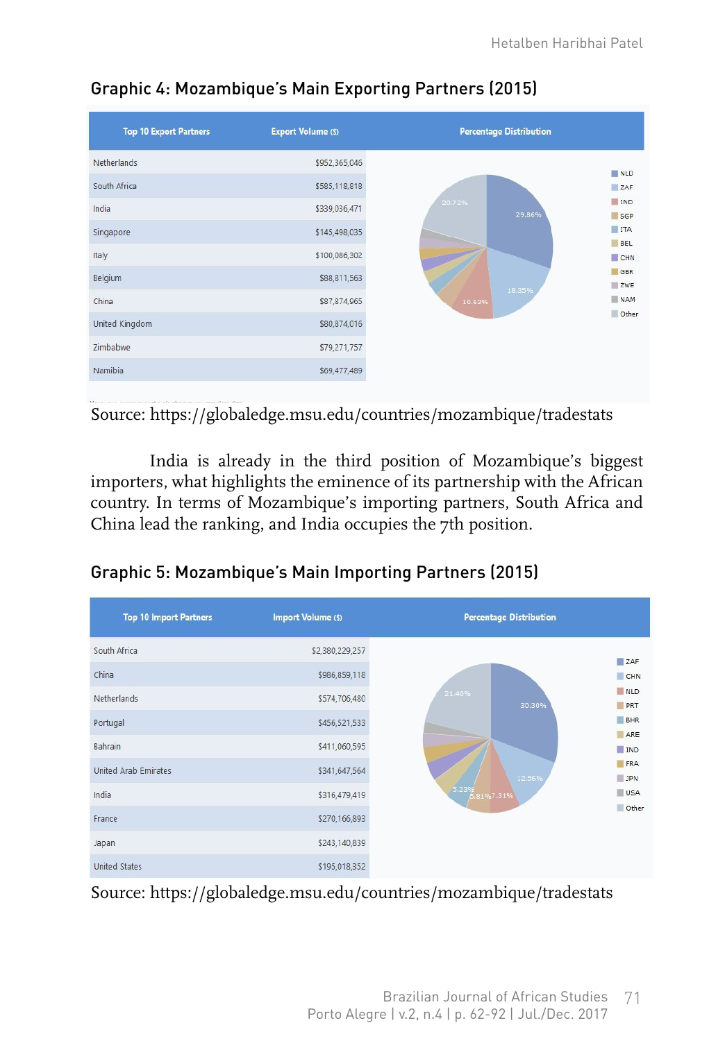## Graphic 4: Mozambique's Main Exporting Partners (2015)

| Top 10 Export Partners | Export Volume ($) |
|---|---|
| Netherlands | $952,365,046 |
| South Africa | $585,118,818 |
| India | $339,036,471 |
| Singapore | $145,498,035 |
| Italy | $100,086,302 |
| Belgium | $88,811,563 |
| China | $87,874,965 |
| United Kingdom | $80,874,016 |
| Zimbabwe | $79,271,757 |
| Namibia | $69,477,489 |

Percentage Distribution

29.86%
18.35%
10.63%
20.72%

NLD
ZAF
IND
SGP
ITA
BEL
CHN
GBR
ZWE
NAM
Other

Source: https://globaledge.msu.edu/countries/mozambique/tradestats

India is already in the third position of Mozambique's biggest importers, what highlights the eminence of its partnership with the African country. In terms of Mozambique's importing partners, South Africa and China lead the ranking, and India occupies the 7th position.

## Graphic 5: Mozambique's Main Importing Partners (2015)

| Top 10 Import Partners | Import Volume ($) |
|---|---|
| South Africa | $2,380,229,257 |
| China | $986,859,118 |
| Netherlands | $574,706,480 |
| Portugal | $456,521,533 |
| Bahrain | $411,060,595 |
| United Arab Emirates | $341,647,564 |
| India | $316,479,419 |
| France | $270,166,893 |
| Japan | $243,140,839 |
| United States | $195,018,352 |

Percentage Distribution

30.30%
12.56%
7.31%
5.81%
5.23%
21.40%

ZAF
CHN
NLD
PRT
BHR
ARE
IND
FRA
JPN
USA
Other

Source: https://globaledge.msu.edu/countries/mozambique/tradestats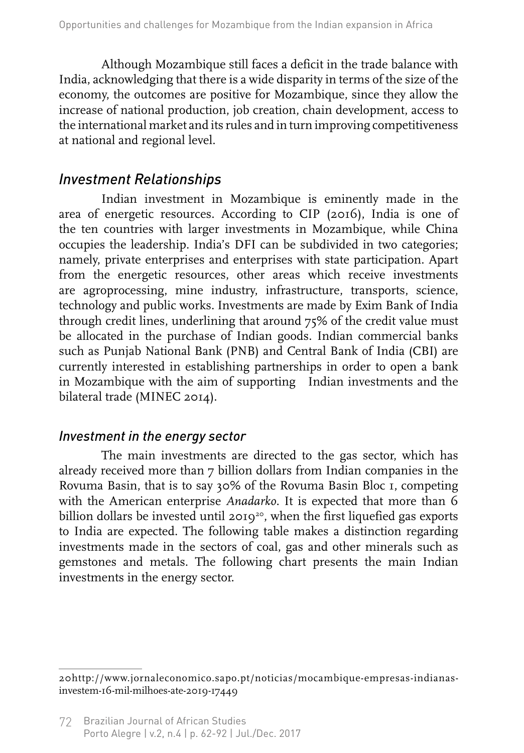Although Mozambique still faces a deficit in the trade balance with India, acknowledging that there is a wide disparity in terms of the size of the economy, the outcomes are positive for Mozambique, since they allow the increase of national production, job creation, chain development, access to the international market and its rules and in turn improving competitiveness at national and regional level.

## *Investment Relationships*

Indian investment in Mozambique is eminently made in the area of energetic resources. According to CIP (2016), India is one of the ten countries with larger investments in Mozambique, while China occupies the leadership. India's DFI can be subdivided in two categories; namely, private enterprises and enterprises with state participation. Apart from the energetic resources, other areas which receive investments are agroprocessing, mine industry, infrastructure, transports, science, technology and public works. Investments are made by Exim Bank of India through credit lines, underlining that around 75% of the credit value must be allocated in the purchase of Indian goods. Indian commercial banks such as Punjab National Bank (PNB) and Central Bank of India (CBI) are currently interested in establishing partnerships in order to open a bank in Mozambique with the aim of supporting Indian investments and the bilateral trade (MINEC 2014).

### *Investment in the energy sector*

The main investments are directed to the gas sector, which has already received more than 7 billion dollars from Indian companies in the Rovuma Basin, that is to say 30% of the Rovuma Basin Bloc 1, competing with the American enterprise *Anadarko*. It is expected that more than 6 billion dollars be invested until 2019[20], when the first liquefied gas exports to India are expected. The following table makes a distinction regarding investments made in the sectors of coal, gas and other minerals such as gemstones and metals. The following chart presents the main Indian investments in the energy sector.

---

20http://www.jornaleconomico.sapo.pt/noticias/mocambique-empresas-indianas-investem-16-mil-milhoes-ate-2019-17449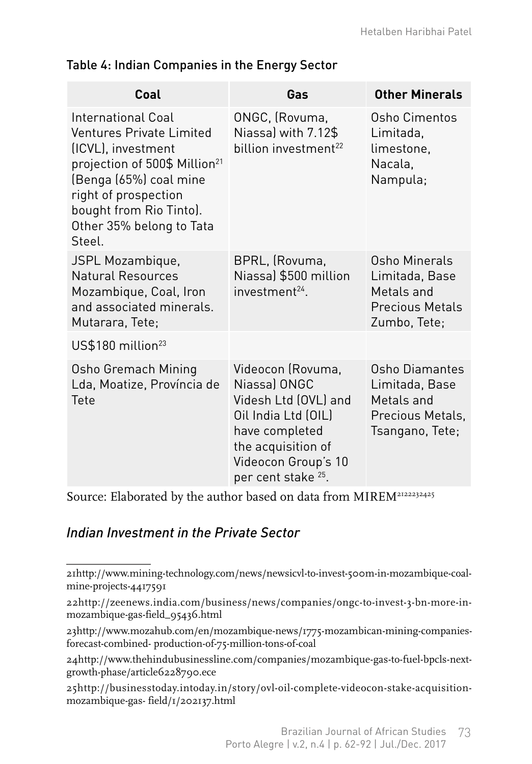Table 4: Indian Companies in the Energy Sector

| Coal | Gas | Other Minerals |
|---|---|---|
| International Coal Ventures Private Limited (ICVL), investment projection of 500$ Million[21] (Benga (65%) coal mine right of prospection bought from Rio Tinto). Other 35% belong to Tata Steel. | ONGC, (Rovuma, Niassa) with 7.12$ billion investment[22] | Osho Cimentos Limitada, limestone, Nacala, Nampula; |
| JSPL Mozambique, Natural Resources Mozambique, Coal, Iron and associated minerals. Mutarara, Tete; | BPRL, (Rovuma, Niassa) $500 million investment[24]. | Osho Minerals Limitada, Base Metals and Precious Metals Zumbo, Tete; |
| US$180 million[23] | | |
| Osho Gremach Mining Lda, Moatize, Província de Tete | Videocon (Rovuma, Niassa) ONGC Videsh Ltd (OVL) and Oil India Ltd (OIL) have completed the acquisition of Videocon Group's 10 per cent stake [25]. | Osho Diamantes Limitada, Base Metals and Precious Metals, Tsangano, Tete; |

Source: Elaborated by the author based on data from MIREM[21222324 25]

## *Indian Investment in the Private Sector*

---

21http://www.mining-technology.com/news/newsicvl-to-invest-500m-in-mozambique-coal-mine-projects-4417591

22http://zeenews.india.com/business/news/companies/ongc-to-invest-3-bn-more-in-mozambique-gas-field_95436.html

23http://www.mozahub.com/en/mozambique-news/1775-mozambican-mining-companies-forecast-combined- production-of-75-million-tons-of-coal

24http://www.thehindubusinessline.com/companies/mozambique-gas-to-fuel-bpcls-next-growth-phase/article6228790.ece

25http://businesstoday.intoday.in/story/ovl-oil-complete-videocon-stake-acquisition-mozambique-gas- field/1/202137.html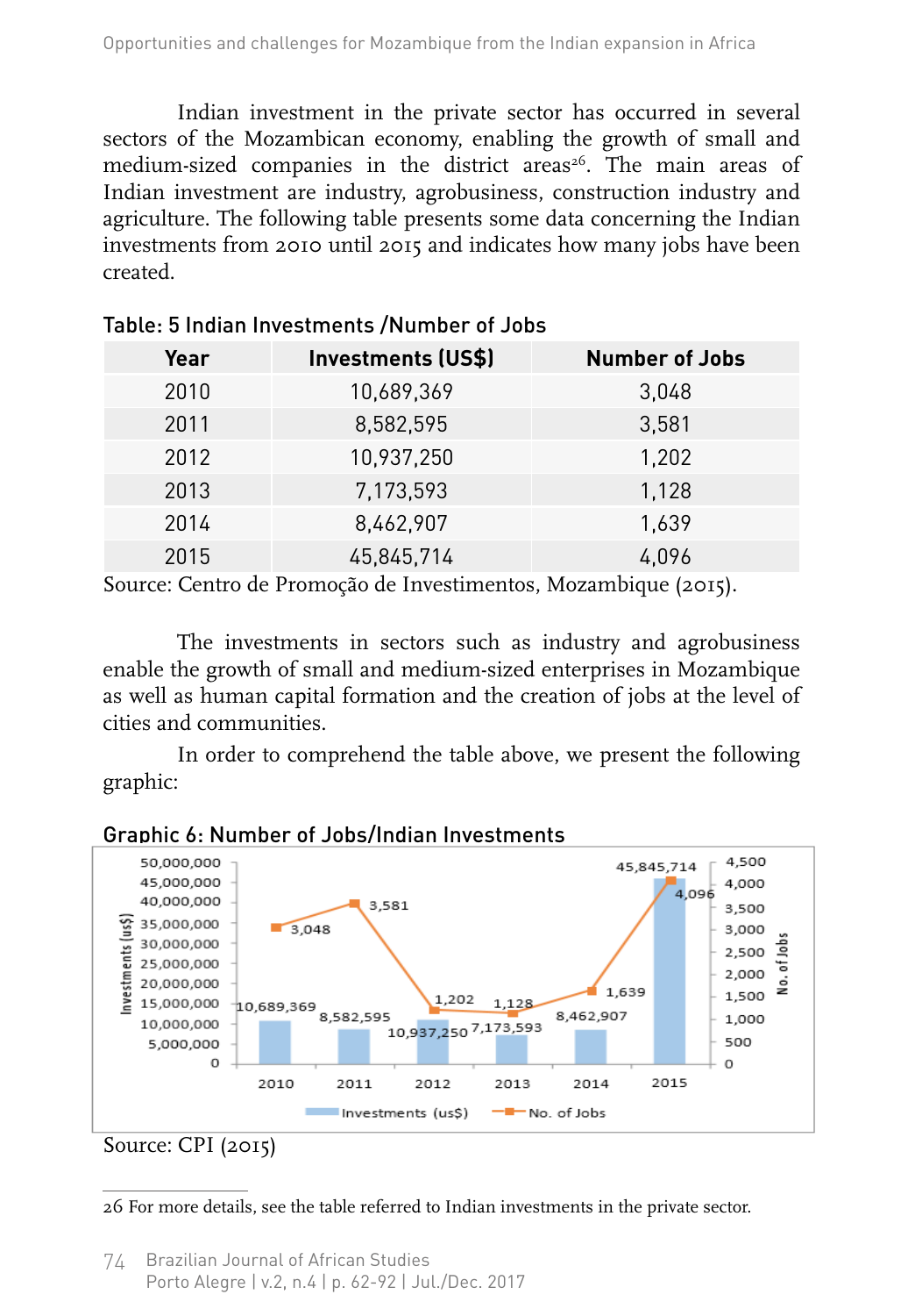Indian investment in the private sector has occurred in several sectors of the Mozambican economy, enabling the growth of small and medium-sized companies in the district areas[26]. The main areas of Indian investment are industry, agrobusiness, construction industry and agriculture. The following table presents some data concerning the Indian investments from 2010 until 2015 and indicates how many jobs have been created.

Table: 5 Indian Investments /Number of Jobs

| Year | Investments (US$) | Number of Jobs |
|---|---|---|
| 2010 | 10,689,369 | 3,048 |
| 2011 | 8,582,595 | 3,581 |
| 2012 | 10,937,250 | 1,202 |
| 2013 | 7,173,593 | 1,128 |
| 2014 | 8,462,907 | 1,639 |
| 2015 | 45,845,714 | 4,096 |

Source: Centro de Promoção de Investimentos, Mozambique (2015).

The investments in sectors such as industry and agrobusiness enable the growth of small and medium-sized enterprises in Mozambique as well as human capital formation and the creation of jobs at the level of cities and communities.

In order to comprehend the table above, we present the following graphic:

Graphic 6: Number of Jobs/Indian Investments

50,000,000
45,000,000
40,000,000
35,000,000
30,000,000
25,000,000
20,000,000
15,000,000
10,000,000
5,000,000
0

Investments (us$)

4,500
4,000
3,500
3,000
2,500
2,000
1,500
1,000
500
0

No. of Jobs

10,689,369 8,582,595 10,937,250 7,173,593 8,462,907 45,845,714

3,048 3,581 1,202 1,128 1,639 4,096

2010 2011 2012 2013 2014 2015

Investments (us$) No. of Jobs

Source: CPI (2015)

26 For more details, see the table referred to Indian investments in the private sector.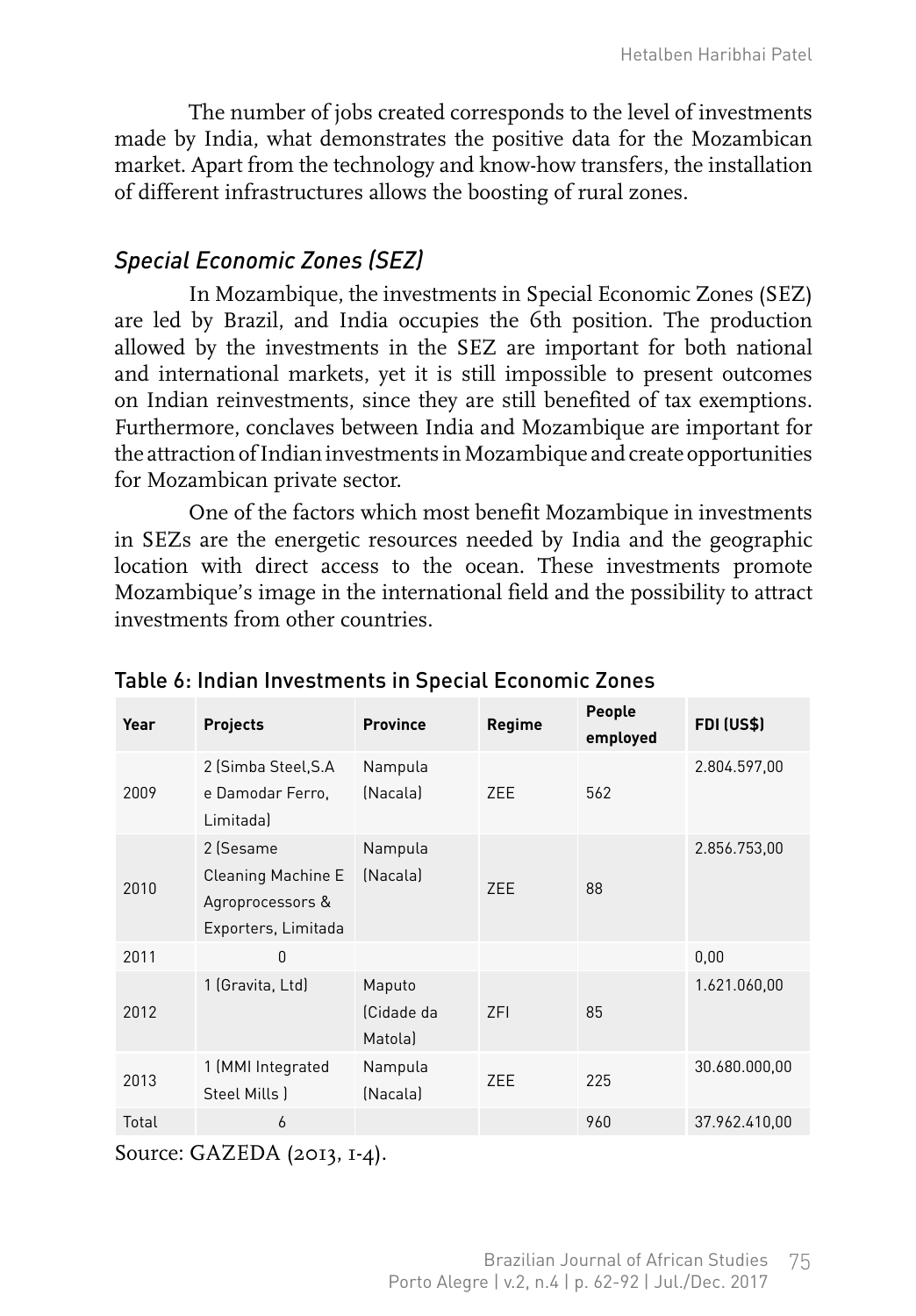The number of jobs created corresponds to the level of investments made by India, what demonstrates the positive data for the Mozambican market. Apart from the technology and know-how transfers, the installation of different infrastructures allows the boosting of rural zones.

## *Special Economic Zones (SEZ)*

In Mozambique, the investments in Special Economic Zones (SEZ) are led by Brazil, and India occupies the 6th position. The production allowed by the investments in the SEZ are important for both national and international markets, yet it is still impossible to present outcomes on Indian reinvestments, since they are still benefited of tax exemptions. Furthermore, conclaves between India and Mozambique are important for the attraction of Indian investments in Mozambique and create opportunities for Mozambican private sector.

One of the factors which most benefit Mozambique in investments in SEZs are the energetic resources needed by India and the geographic location with direct access to the ocean. These investments promote Mozambique's image in the international field and the possibility to attract investments from other countries.

Table 6: Indian Investments in Special Economic Zones

| Year | Projects | Province | Regime | People employed | FDI (US$) |
|---|---|---|---|---|---|
| 2009 | 2 (Simba Steel,S.A e Damodar Ferro, Limitada) | Nampula (Nacala) | ZEE | 562 | 2.804.597,00 |
| 2010 | 2 (Sesame Cleaning Machine E Agroprocessors & Exporters, Limitada | Nampula (Nacala) | ZEE | 88 | 2.856.753,00 |
| 2011 | 0 | | | | 0,00 |
| 2012 | 1 (Gravita, Ltd) | Maputo (Cidade da Matola) | ZFI | 85 | 1.621.060,00 |
| 2013 | 1 (MMI Integrated Steel Mills ) | Nampula (Nacala) | ZEE | 225 | 30.680.000,00 |
| Total | 6 | | | 960 | 37.962.410,00 |

Source: GAZEDA (2013, 1-4).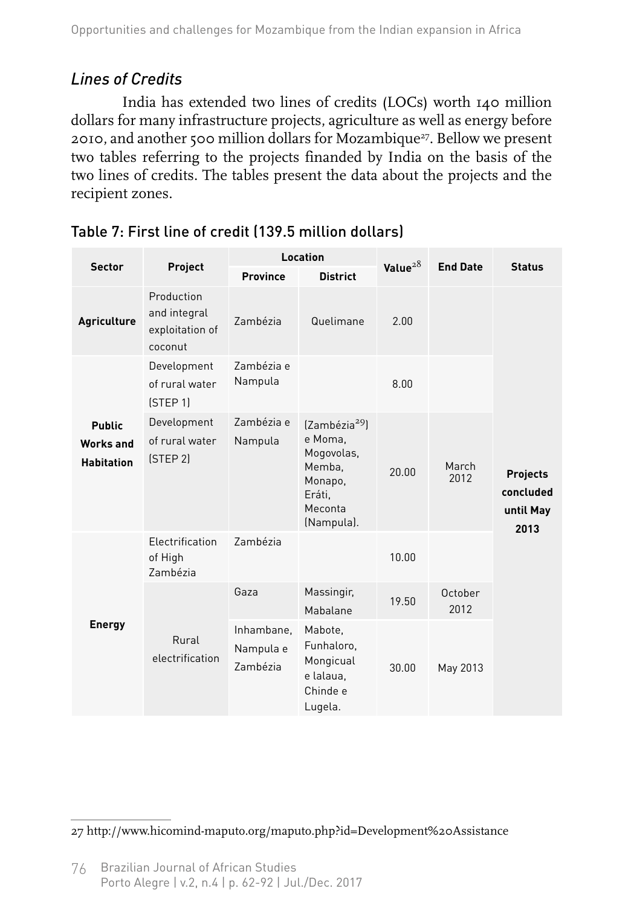## *Lines of Credits*

India has extended two lines of credits (LOCs) worth 140 million dollars for many infrastructure projects, agriculture as well as energy before 2010, and another 500 million dollars for Mozambique[27]. Bellow we present two tables referring to the projects finanded by India on the basis of the two lines of credits. The tables present the data about the projects and the recipient zones.

### Table 7: First line of credit (139.5 million dollars)

| Sector | Project | Location | | Value[28] | End Date | Status |
|---|---|---|---|---|---|---|
| | | Province | District | | | |
| **Agriculture** | Production and integral exploitation of coconut | Zambézia | Quelimane | 2.00 | | **Projects concluded until May 2013** |
| **Public Works and Habitation** | Development of rural water (STEP 1) | Zambézia e Nampula | | 8.00 | | |
| | Development of rural water (STEP 2) | Zambézia e Nampula | (Zambézia[29]) e Moma, Mogovolas, Memba, Monapo, Eráti, Meconta (Nampula). | 20.00 | March 2012 | |
| **Energy** | Electrification of High Zambézia | Zambézia | | 10.00 | | |
| | Rural electrification | Gaza | Massingir, Mabalane | 19.50 | October 2012 | |
| | | Inhambane, Nampula e Zambézia | Mabote, Funhaloro, Mongicual e lalaua, Chinde e Lugela. | 30.00 | May 2013 | |

27 http://www.hicomind-maputo.org/maputo.php?id=Development%20Assistance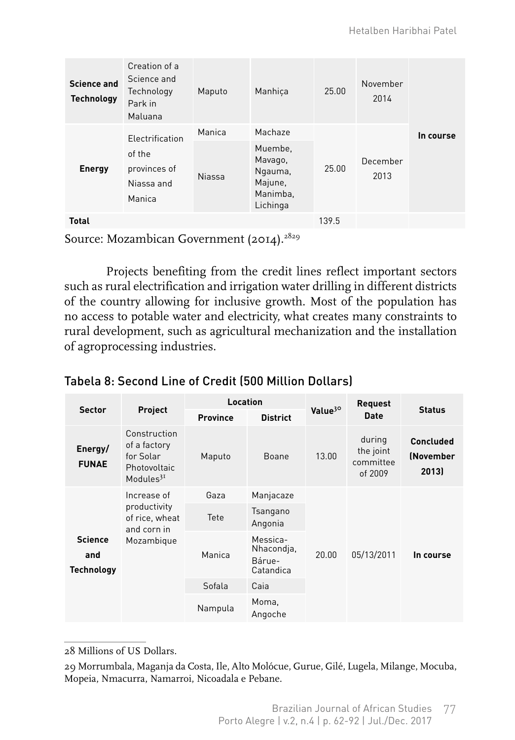| | | | | | | |
|---|---|---|---|---|---|---|
| **Science and Technology** | Creation of a Science and Technology Park in Maluana | Maputo | Manhiça | 25.00 | November 2014 | **In course** |
| **Energy** | Electrification of the provinces of Niassa and Manica | Manica | Machaze | 25.00 | December 2013 | |
| | | Niassa | Muembe, Mavago, Ngauma, Majune, Manimba, Lichinga | | | |
| **Total** | | | | 139.5 | | |

Source: Mozambican Government (2014).[28][29]

Projects benefiting from the credit lines reflect important sectors such as rural electrification and irrigation water drilling in different districts of the country allowing for inclusive growth. Most of the population has no access to potable water and electricity, what creates many constraints to rural development, such as agricultural mechanization and the installation of agroprocessing industries.

## Tabela 8: Second Line of Credit (500 Million Dollars)

| Sector | Project | Location | | Value[30] | Request Date | Status |
|---|---|---|---|---|---|---|
| | | Province | District | | | |
| **Energy/ FUNAE** | Construction of a factory for Solar Photovoltaic Modules[31] | Maputo | Boane | 13.00 | during the joint committee of 2009 | **Concluded (November 2013)** |
| **Science and Technology** | Increase of productivity of rice, wheat and corn in Mozambique | Gaza | Manjacaze | 20.00 | 05/13/2011 | **In course** |
| | | Tete | Tsangano Angonia | | | |
| | | Manica | Messica-Nhacondja, Bárue-Catandica | | | |
| | | Sofala | Caia | | | |
| | | Nampula | Moma, Angoche | | | |

---

28 Millions of US Dollars.

29 Morrumbala, Maganja da Costa, Ile, Alto Molócue, Gurue, Gilé, Lugela, Milange, Mocuba, Mopeia, Nmacurra, Namarroi, Nicoadala e Pebane.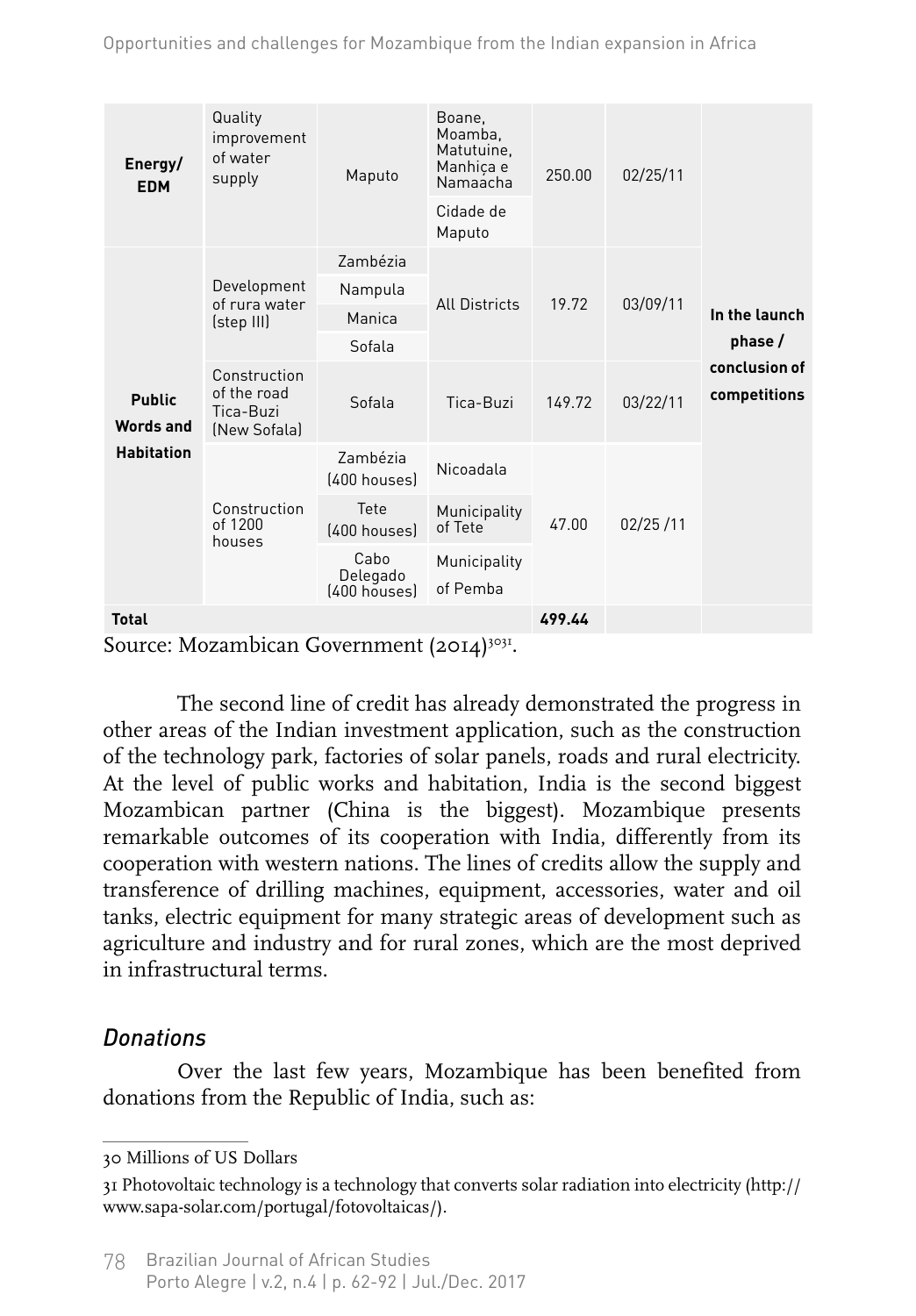| | | | | | | |
|---|---|---|---|---|---|---|
| **Energy/ EDM** | Quality improvement of water supply | Maputo | Boane, Moamba, Matutuine, Manhiça e Namaacha | 250.00 | 02/25/11 | **In the launch phase / conclusion of competitions** |
| | | | Cidade de Maputo | | | |
| **Public Words and Habitation** | Development of rura water (step III) | Zambézia | All Districts | 19.72 | 03/09/11 | |
| | | Nampula | | | | |
| | | Manica | | | | |
| | | Sofala | | | | |
| | Construction of the road Tica-Buzi (New Sofala) | Sofala | Tica-Buzi | 149.72 | 03/22/11 | |
| | Construction of 1200 houses | Zambézia (400 houses) | Nicoadala | 47.00 | 02/25 /11 | |
| | | Tete (400 houses) | Municipality of Tete | | | |
| | | Cabo Delegado (400 houses) | Municipality of Pemba | | | |
| **Total** | | | | **499.44** | | |

Source: Mozambican Government (2014)[30][31].

The second line of credit has already demonstrated the progress in other areas of the Indian investment application, such as the construction of the technology park, factories of solar panels, roads and rural electricity. At the level of public works and habitation, India is the second biggest Mozambican partner (China is the biggest). Mozambique presents remarkable outcomes of its cooperation with India, differently from its cooperation with western nations. The lines of credits allow the supply and transference of drilling machines, equipment, accessories, water and oil tanks, electric equipment for many strategic areas of development such as agriculture and industry and for rural zones, which are the most deprived in infrastructural terms.

## *Donations*

Over the last few years, Mozambique has been benefited from donations from the Republic of India, such as:

---

30 Millions of US Dollars

31 Photovoltaic technology is a technology that converts solar radiation into electricity (http://www.sapa-solar.com/portugal/fotovoltaicas/).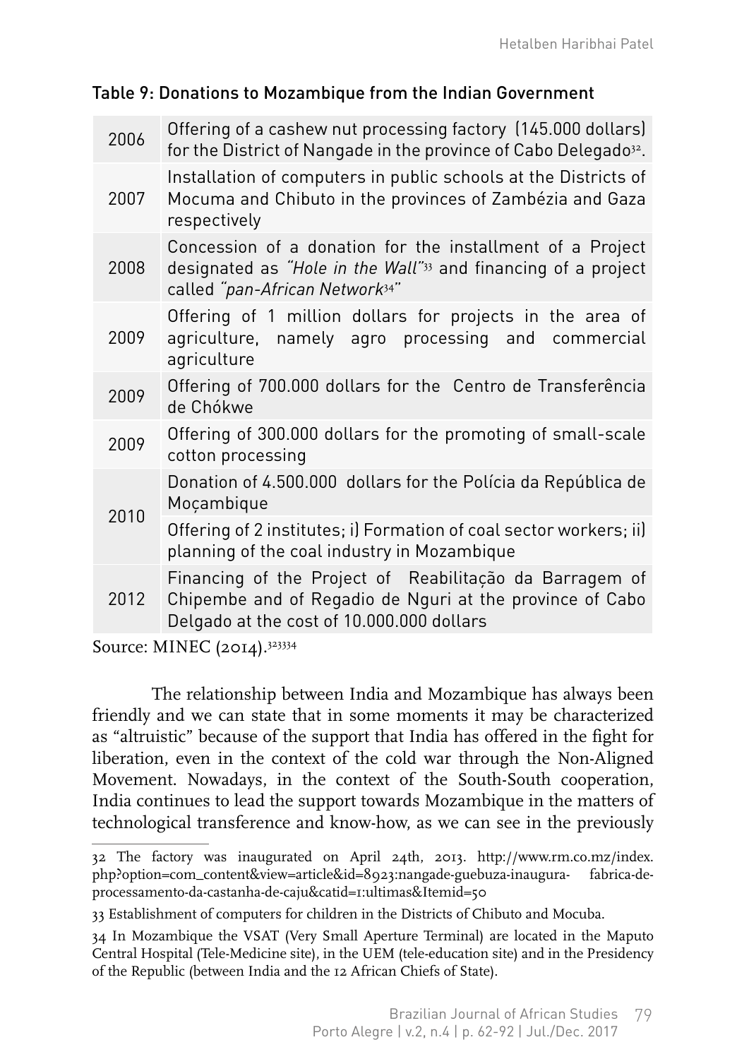Table 9: Donations to Mozambique from the Indian Government

| | |
|---|---|
| 2006 | Offering of a cashew nut processing factory (145.000 dollars) for the District of Nangade in the province of Cabo Delegado[32]. |
| 2007 | Installation of computers in public schools at the Districts of Mocuma and Chibuto in the provinces of Zambézia and Gaza respectively |
| 2008 | Concession of a donation for the installment of a Project designated as *"Hole in the Wall"*[33] and financing of a project called *"pan-African Network*[34]*"* |
| 2009 | Offering of 1 million dollars for projects in the area of agriculture, namely agro processing and commercial agriculture |
| 2009 | Offering of 700.000 dollars for the Centro de Transferência de Chókwe |
| 2009 | Offering of 300.000 dollars for the promoting of small-scale cotton processing |
| 2010 | Donation of 4.500.000 dollars for the Polícia da República de Moçambique |
| | Offering of 2 institutes; i) Formation of coal sector workers; ii) planning of the coal industry in Mozambique |
| 2012 | Financing of the Project of Reabilitação da Barragem of Chipembe and of Regadio de Nguri at the province of Cabo Delgado at the cost of 10.000.000 dollars |

Source: MINEC (2014).[32][33][34]

The relationship between India and Mozambique has always been friendly and we can state that in some moments it may be characterized as "altruistic" because of the support that India has offered in the fight for liberation, even in the context of the cold war through the Non-Aligned Movement. Nowadays, in the context of the South-South cooperation, India continues to lead the support towards Mozambique in the matters of technological transference and know-how, as we can see in the previously

32 The factory was inaugurated on April 24th, 2013. http://www.rm.co.mz/index.php?option=com_content&view=article&id=8923:nangade-guebuza-inaugura-fabrica-de-processamento-da-castanha-de-caju&catid=1:ultimas&Itemid=50

33 Establishment of computers for children in the Districts of Chibuto and Mocuba.

34 In Mozambique the VSAT (Very Small Aperture Terminal) are located in the Maputo Central Hospital (Tele-Medicine site), in the UEM (tele-education site) and in the Presidency of the Republic (between India and the 12 African Chiefs of State).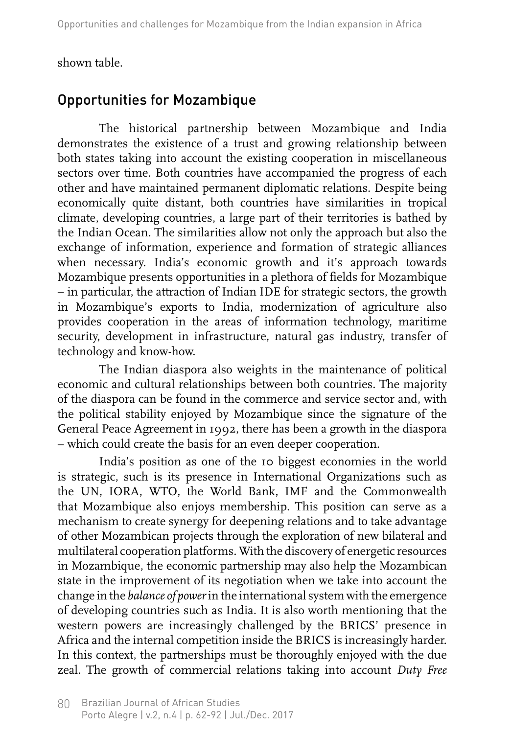shown table.

## Opportunities for Mozambique

The historical partnership between Mozambique and India demonstrates the existence of a trust and growing relationship between both states taking into account the existing cooperation in miscellaneous sectors over time. Both countries have accompanied the progress of each other and have maintained permanent diplomatic relations. Despite being economically quite distant, both countries have similarities in tropical climate, developing countries, a large part of their territories is bathed by the Indian Ocean. The similarities allow not only the approach but also the exchange of information, experience and formation of strategic alliances when necessary. India's economic growth and it's approach towards Mozambique presents opportunities in a plethora of fields for Mozambique – in particular, the attraction of Indian IDE for strategic sectors, the growth in Mozambique's exports to India, modernization of agriculture also provides cooperation in the areas of information technology, maritime security, development in infrastructure, natural gas industry, transfer of technology and know-how.

The Indian diaspora also weights in the maintenance of political economic and cultural relationships between both countries. The majority of the diaspora can be found in the commerce and service sector and, with the political stability enjoyed by Mozambique since the signature of the General Peace Agreement in 1992, there has been a growth in the diaspora – which could create the basis for an even deeper cooperation.

India's position as one of the 10 biggest economies in the world is strategic, such is its presence in International Organizations such as the UN, IORA, WTO, the World Bank, IMF and the Commonwealth that Mozambique also enjoys membership. This position can serve as a mechanism to create synergy for deepening relations and to take advantage of other Mozambican projects through the exploration of new bilateral and multilateral cooperation platforms. With the discovery of energetic resources in Mozambique, the economic partnership may also help the Mozambican state in the improvement of its negotiation when we take into account the change in the *balance of power* in the international system with the emergence of developing countries such as India. It is also worth mentioning that the western powers are increasingly challenged by the BRICS' presence in Africa and the internal competition inside the BRICS is increasingly harder. In this context, the partnerships must be thoroughly enjoyed with the due zeal. The growth of commercial relations taking into account *Duty Free*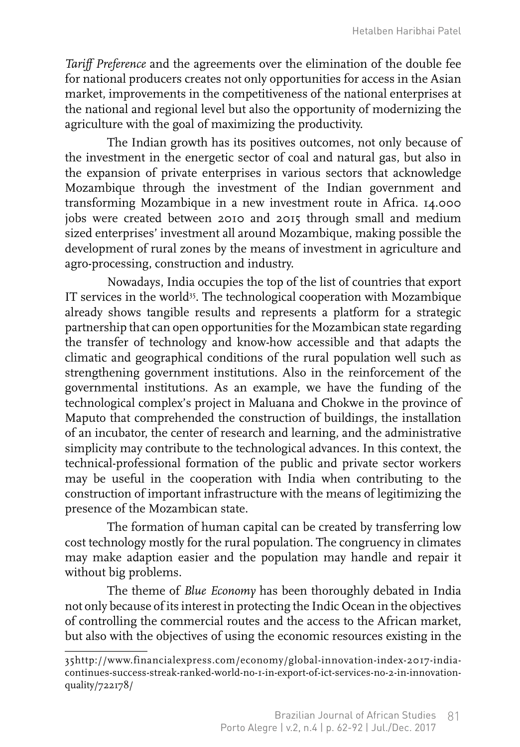*Tariff Preference* and the agreements over the elimination of the double fee for national producers creates not only opportunities for access in the Asian market, improvements in the competitiveness of the national enterprises at the national and regional level but also the opportunity of modernizing the agriculture with the goal of maximizing the productivity.

The Indian growth has its positives outcomes, not only because of the investment in the energetic sector of coal and natural gas, but also in the expansion of private enterprises in various sectors that acknowledge Mozambique through the investment of the Indian government and transforming Mozambique in a new investment route in Africa. 14.000 jobs were created between 2010 and 2015 through small and medium sized enterprises' investment all around Mozambique, making possible the development of rural zones by the means of investment in agriculture and agro-processing, construction and industry.

Nowadays, India occupies the top of the list of countries that export IT services in the world[35]. The technological cooperation with Mozambique already shows tangible results and represents a platform for a strategic partnership that can open opportunities for the Mozambican state regarding the transfer of technology and know-how accessible and that adapts the climatic and geographical conditions of the rural population well such as strengthening government institutions. Also in the reinforcement of the governmental institutions. As an example, we have the funding of the technological complex's project in Maluana and Chokwe in the province of Maputo that comprehended the construction of buildings, the installation of an incubator, the center of research and learning, and the administrative simplicity may contribute to the technological advances. In this context, the technical-professional formation of the public and private sector workers may be useful in the cooperation with India when contributing to the construction of important infrastructure with the means of legitimizing the presence of the Mozambican state.

The formation of human capital can be created by transferring low cost technology mostly for the rural population. The congruency in climates may make adaption easier and the population may handle and repair it without big problems.

The theme of *Blue Economy* has been thoroughly debated in India not only because of its interest in protecting the Indic Ocean in the objectives of controlling the commercial routes and the access to the African market, but also with the objectives of using the economic resources existing in the

---

35http://www.financialexpress.com/economy/global-innovation-index-2017-india-continues-success-streak-ranked-world-no-1-in-export-of-ict-services-no-2-in-innovation-quality/722178/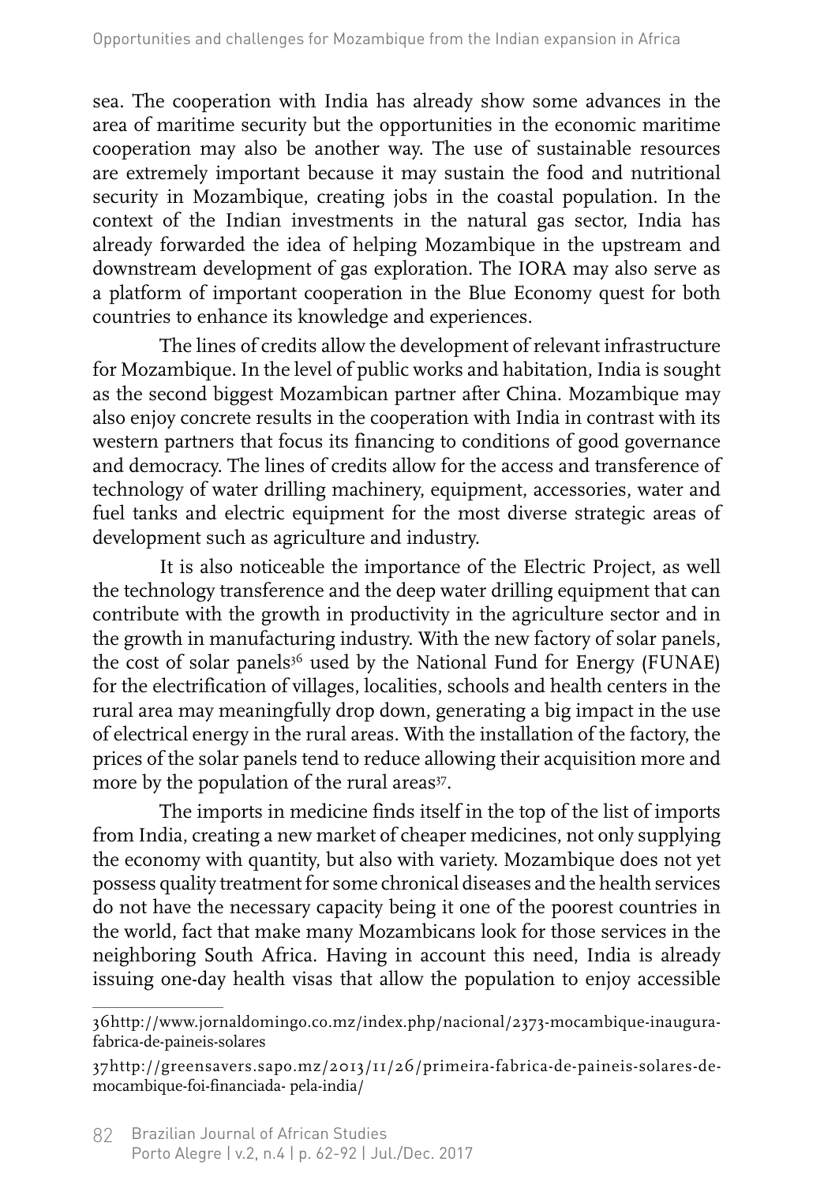sea. The cooperation with India has already show some advances in the area of maritime security but the opportunities in the economic maritime cooperation may also be another way. The use of sustainable resources are extremely important because it may sustain the food and nutritional security in Mozambique, creating jobs in the coastal population. In the context of the Indian investments in the natural gas sector, India has already forwarded the idea of helping Mozambique in the upstream and downstream development of gas exploration. The IORA may also serve as a platform of important cooperation in the Blue Economy quest for both countries to enhance its knowledge and experiences.

The lines of credits allow the development of relevant infrastructure for Mozambique. In the level of public works and habitation, India is sought as the second biggest Mozambican partner after China. Mozambique may also enjoy concrete results in the cooperation with India in contrast with its western partners that focus its financing to conditions of good governance and democracy. The lines of credits allow for the access and transference of technology of water drilling machinery, equipment, accessories, water and fuel tanks and electric equipment for the most diverse strategic areas of development such as agriculture and industry.

It is also noticeable the importance of the Electric Project, as well the technology transference and the deep water drilling equipment that can contribute with the growth in productivity in the agriculture sector and in the growth in manufacturing industry. With the new factory of solar panels, the cost of solar panels[36] used by the National Fund for Energy (FUNAE) for the electrification of villages, localities, schools and health centers in the rural area may meaningfully drop down, generating a big impact in the use of electrical energy in the rural areas. With the installation of the factory, the prices of the solar panels tend to reduce allowing their acquisition more and more by the population of the rural areas[37].

The imports in medicine finds itself in the top of the list of imports from India, creating a new market of cheaper medicines, not only supplying the economy with quantity, but also with variety. Mozambique does not yet possess quality treatment for some chronical diseases and the health services do not have the necessary capacity being it one of the poorest countries in the world, fact that make many Mozambicans look for those services in the neighboring South Africa. Having in account this need, India is already issuing one-day health visas that allow the population to enjoy accessible

---

36http://www.jornaldomingo.co.mz/index.php/nacional/2373-mocambique-inaugura-fabrica-de-paineis-solares

37http://greensavers.sapo.mz/2013/11/26/primeira-fabrica-de-paineis-solares-de-mocambique-foi-financiada- pela-india/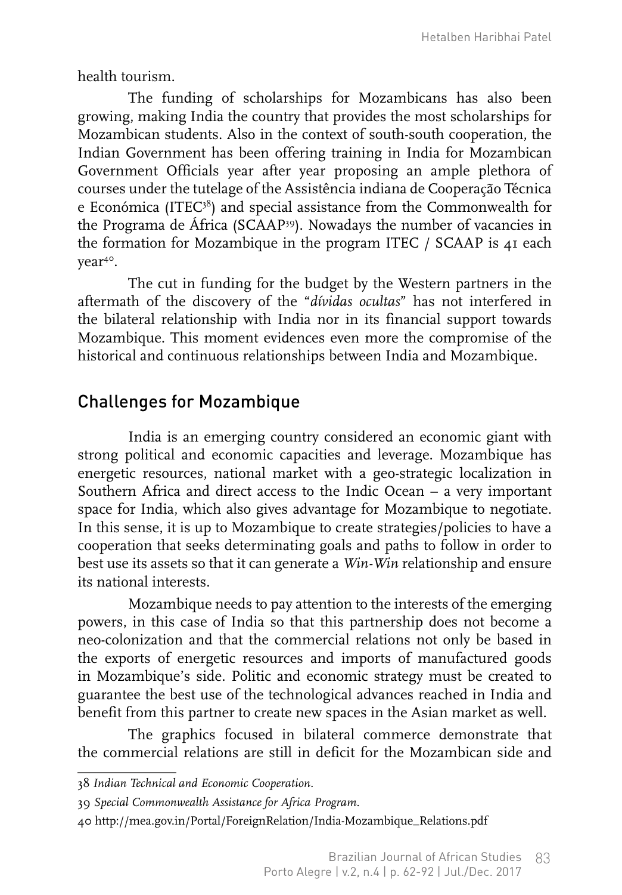health tourism.

The funding of scholarships for Mozambicans has also been growing, making India the country that provides the most scholarships for Mozambican students. Also in the context of south-south cooperation, the Indian Government has been offering training in India for Mozambican Government Officials year after year proposing an ample plethora of courses under the tutelage of the Assistência indiana de Cooperação Técnica e Económica (ITEC[38]) and special assistance from the Commonwealth for the Programa de África (SCAAP[39]). Nowadays the number of vacancies in the formation for Mozambique in the program ITEC / SCAAP is 41 each year[40].

The cut in funding for the budget by the Western partners in the aftermath of the discovery of the "*dívidas ocultas*" has not interfered in the bilateral relationship with India nor in its financial support towards Mozambique. This moment evidences even more the compromise of the historical and continuous relationships between India and Mozambique.

## Challenges for Mozambique

India is an emerging country considered an economic giant with strong political and economic capacities and leverage. Mozambique has energetic resources, national market with a geo-strategic localization in Southern Africa and direct access to the Indic Ocean – a very important space for India, which also gives advantage for Mozambique to negotiate. In this sense, it is up to Mozambique to create strategies/policies to have a cooperation that seeks determinating goals and paths to follow in order to best use its assets so that it can generate a *Win-Win* relationship and ensure its national interests.

Mozambique needs to pay attention to the interests of the emerging powers, in this case of India so that this partnership does not become a neo-colonization and that the commercial relations not only be based in the exports of energetic resources and imports of manufactured goods in Mozambique's side. Politic and economic strategy must be created to guarantee the best use of the technological advances reached in India and benefit from this partner to create new spaces in the Asian market as well.

The graphics focused in bilateral commerce demonstrate that the commercial relations are still in deficit for the Mozambican side and

---

38 *Indian Technical and Economic Cooperation.*

39 *Special Commonwealth Assistance for Africa Program.*

40 http://mea.gov.in/Portal/ForeignRelation/India-Mozambique_Relations.pdf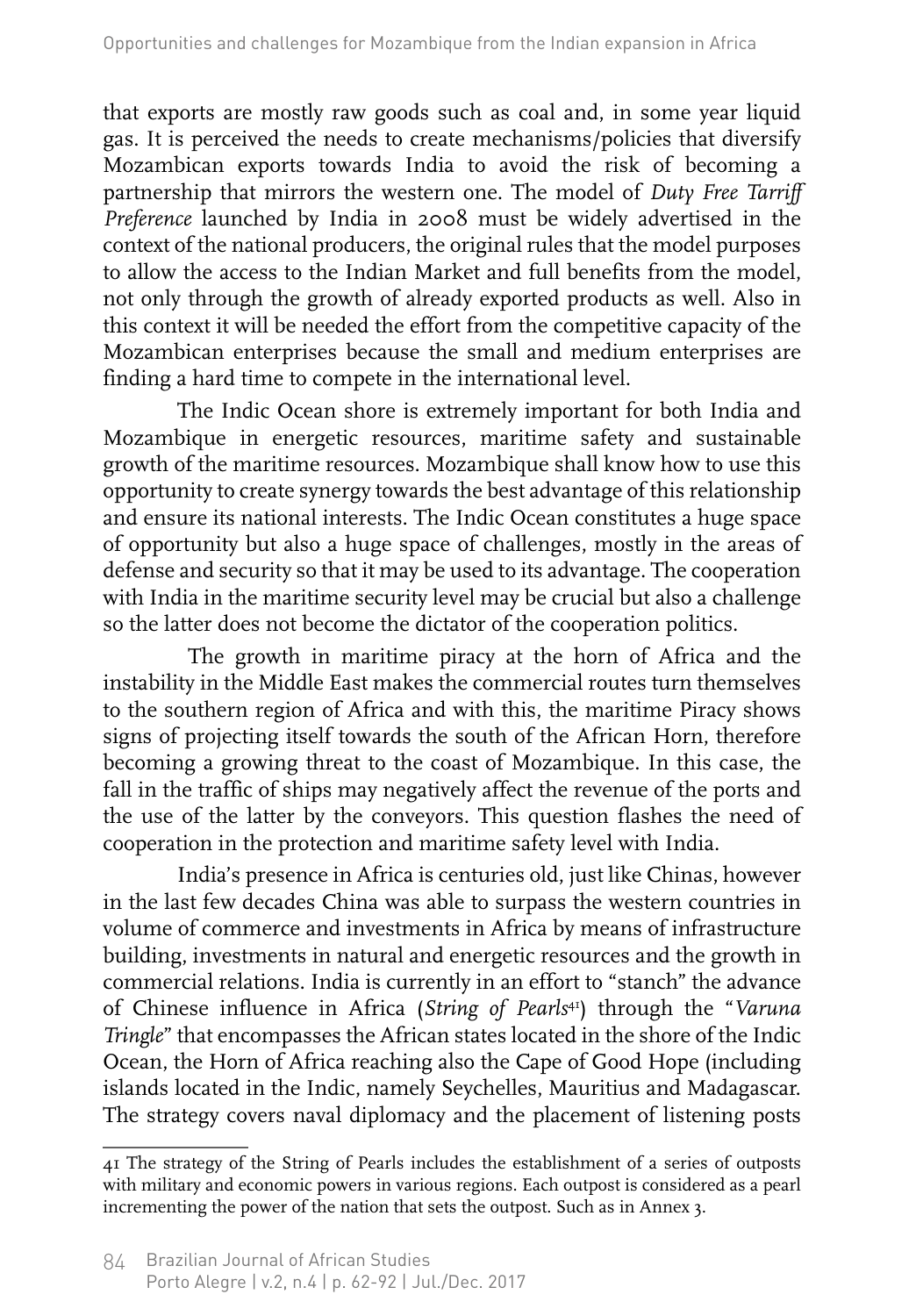that exports are mostly raw goods such as coal and, in some year liquid gas. It is perceived the needs to create mechanisms/policies that diversify Mozambican exports towards India to avoid the risk of becoming a partnership that mirrors the western one. The model of *Duty Free Tarriff Preference* launched by India in 2008 must be widely advertised in the context of the national producers, the original rules that the model purposes to allow the access to the Indian Market and full benefits from the model, not only through the growth of already exported products as well. Also in this context it will be needed the effort from the competitive capacity of the Mozambican enterprises because the small and medium enterprises are finding a hard time to compete in the international level.

The Indic Ocean shore is extremely important for both India and Mozambique in energetic resources, maritime safety and sustainable growth of the maritime resources. Mozambique shall know how to use this opportunity to create synergy towards the best advantage of this relationship and ensure its national interests. The Indic Ocean constitutes a huge space of opportunity but also a huge space of challenges, mostly in the areas of defense and security so that it may be used to its advantage. The cooperation with India in the maritime security level may be crucial but also a challenge so the latter does not become the dictator of the cooperation politics.

The growth in maritime piracy at the horn of Africa and the instability in the Middle East makes the commercial routes turn themselves to the southern region of Africa and with this, the maritime Piracy shows signs of projecting itself towards the south of the African Horn, therefore becoming a growing threat to the coast of Mozambique. In this case, the fall in the traffic of ships may negatively affect the revenue of the ports and the use of the latter by the conveyors. This question flashes the need of cooperation in the protection and maritime safety level with India.

India's presence in Africa is centuries old, just like Chinas, however in the last few decades China was able to surpass the western countries in volume of commerce and investments in Africa by means of infrastructure building, investments in natural and energetic resources and the growth in commercial relations. India is currently in an effort to "stanch" the advance of Chinese influence in Africa (*String of Pearls*[41]) through the "*Varuna Tringle*" that encompasses the African states located in the shore of the Indic Ocean, the Horn of Africa reaching also the Cape of Good Hope (including islands located in the Indic, namely Seychelles, Mauritius and Madagascar. The strategy covers naval diplomacy and the placement of listening posts

---

41 The strategy of the String of Pearls includes the establishment of a series of outposts with military and economic powers in various regions. Each outpost is considered as a pearl incrementing the power of the nation that sets the outpost. Such as in Annex 3.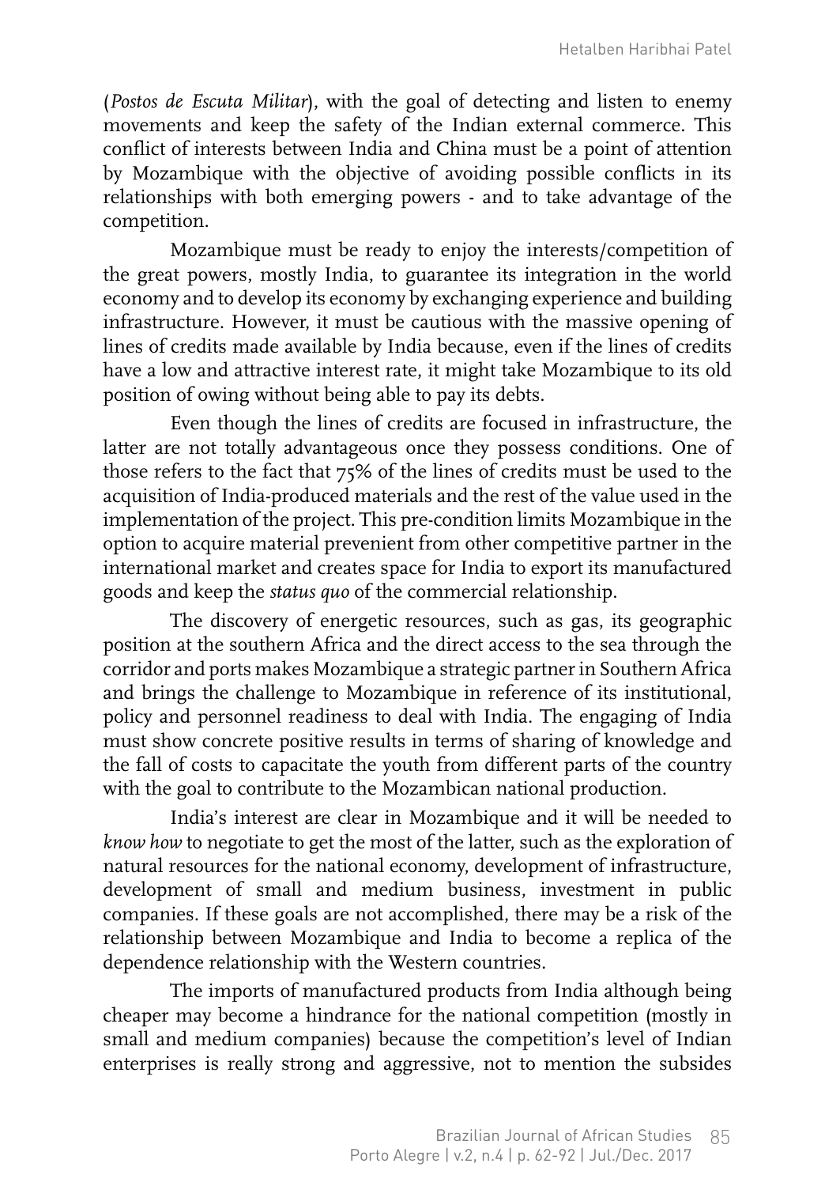(*Postos de Escuta Militar*), with the goal of detecting and listen to enemy movements and keep the safety of the Indian external commerce. This conflict of interests between India and China must be a point of attention by Mozambique with the objective of avoiding possible conflicts in its relationships with both emerging powers - and to take advantage of the competition.

Mozambique must be ready to enjoy the interests/competition of the great powers, mostly India, to guarantee its integration in the world economy and to develop its economy by exchanging experience and building infrastructure. However, it must be cautious with the massive opening of lines of credits made available by India because, even if the lines of credits have a low and attractive interest rate, it might take Mozambique to its old position of owing without being able to pay its debts.

Even though the lines of credits are focused in infrastructure, the latter are not totally advantageous once they possess conditions. One of those refers to the fact that 75% of the lines of credits must be used to the acquisition of India-produced materials and the rest of the value used in the implementation of the project. This pre-condition limits Mozambique in the option to acquire material prevenient from other competitive partner in the international market and creates space for India to export its manufactured goods and keep the *status quo* of the commercial relationship.

The discovery of energetic resources, such as gas, its geographic position at the southern Africa and the direct access to the sea through the corridor and ports makes Mozambique a strategic partner in Southern Africa and brings the challenge to Mozambique in reference of its institutional, policy and personnel readiness to deal with India. The engaging of India must show concrete positive results in terms of sharing of knowledge and the fall of costs to capacitate the youth from different parts of the country with the goal to contribute to the Mozambican national production.

India's interest are clear in Mozambique and it will be needed to *know how* to negotiate to get the most of the latter, such as the exploration of natural resources for the national economy, development of infrastructure, development of small and medium business, investment in public companies. If these goals are not accomplished, there may be a risk of the relationship between Mozambique and India to become a replica of the dependence relationship with the Western countries.

The imports of manufactured products from India although being cheaper may become a hindrance for the national competition (mostly in small and medium companies) because the competition's level of Indian enterprises is really strong and aggressive, not to mention the subsides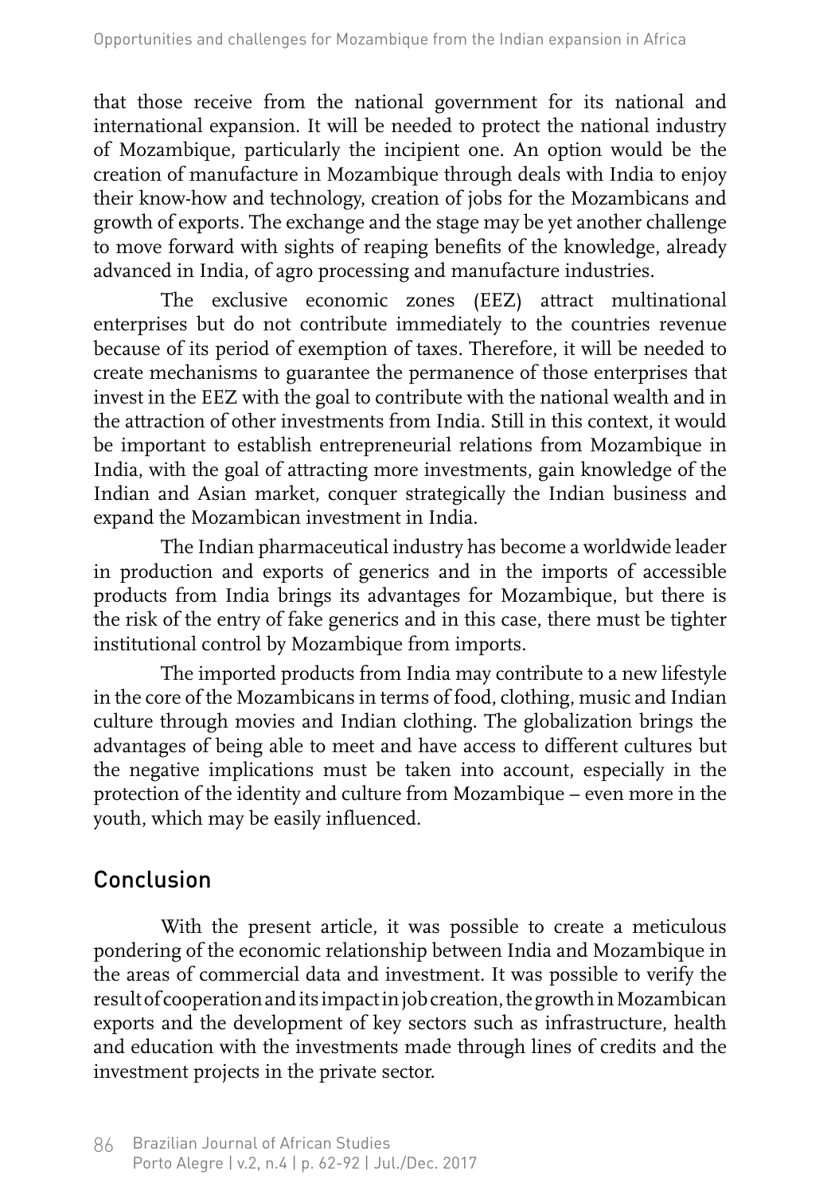that those receive from the national government for its national and international expansion. It will be needed to protect the national industry of Mozambique, particularly the incipient one. An option would be the creation of manufacture in Mozambique through deals with India to enjoy their know-how and technology, creation of jobs for the Mozambicans and growth of exports. The exchange and the stage may be yet another challenge to move forward with sights of reaping benefits of the knowledge, already advanced in India, of agro processing and manufacture industries.

The exclusive economic zones (EEZ) attract multinational enterprises but do not contribute immediately to the countries revenue because of its period of exemption of taxes. Therefore, it will be needed to create mechanisms to guarantee the permanence of those enterprises that invest in the EEZ with the goal to contribute with the national wealth and in the attraction of other investments from India. Still in this context, it would be important to establish entrepreneurial relations from Mozambique in India, with the goal of attracting more investments, gain knowledge of the Indian and Asian market, conquer strategically the Indian business and expand the Mozambican investment in India.

The Indian pharmaceutical industry has become a worldwide leader in production and exports of generics and in the imports of accessible products from India brings its advantages for Mozambique, but there is the risk of the entry of fake generics and in this case, there must be tighter institutional control by Mozambique from imports.

The imported products from India may contribute to a new lifestyle in the core of the Mozambicans in terms of food, clothing, music and Indian culture through movies and Indian clothing. The globalization brings the advantages of being able to meet and have access to different cultures but the negative implications must be taken into account, especially in the protection of the identity and culture from Mozambique – even more in the youth, which may be easily influenced.

## Conclusion

With the present article, it was possible to create a meticulous pondering of the economic relationship between India and Mozambique in the areas of commercial data and investment. It was possible to verify the result of cooperation and its impact in job creation, the growth in Mozambican exports and the development of key sectors such as infrastructure, health and education with the investments made through lines of credits and the investment projects in the private sector.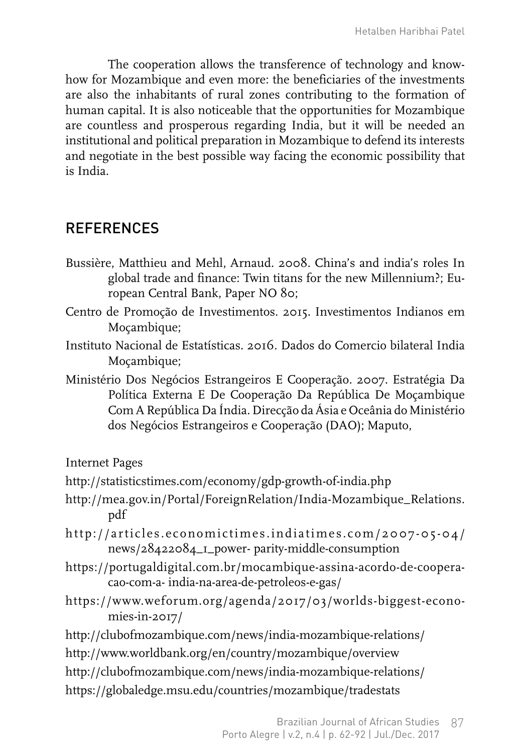The cooperation allows the transference of technology and know-how for Mozambique and even more: the beneficiaries of the investments are also the inhabitants of rural zones contributing to the formation of human capital. It is also noticeable that the opportunities for Mozambique are countless and prosperous regarding India, but it will be needed an institutional and political preparation in Mozambique to defend its interests and negotiate in the best possible way facing the economic possibility that is India.

## REFERENCES

Bussière, Matthieu and Mehl, Arnaud. 2008. China's and india's roles In global trade and finance: Twin titans for the new Millennium?; European Central Bank, Paper NO 80;

Centro de Promoção de Investimentos. 2015. Investimentos Indianos em Moçambique;

Instituto Nacional de Estatísticas. 2016. Dados do Comercio bilateral India Moçambique;

Ministério Dos Negócios Estrangeiros E Cooperação. 2007. Estratégia Da Política Externa E De Cooperação Da República De Moçambique Com A República Da Índia. Direcção da Ásia e Oceânia do Ministério dos Negócios Estrangeiros e Cooperação (DAO); Maputo,

Internet Pages

http://statisticstimes.com/economy/gdp-growth-of-india.php

http://mea.gov.in/Portal/ForeignRelation/India-Mozambique_Relations.pdf

http://articles.economictimes.indiatimes.com/2007-05-04/news/28422084_1_power- parity-middle-consumption

https://portugaldigital.com.br/mocambique-assina-acordo-de-cooperacao-com-a- india-na-area-de-petroleos-e-gas/

https://www.weforum.org/agenda/2017/03/worlds-biggest-economies-in-2017/

http://clubofmozambique.com/news/india-mozambique-relations/

http://www.worldbank.org/en/country/mozambique/overview

http://clubofmozambique.com/news/india-mozambique-relations/

https://globaledge.msu.edu/countries/mozambique/tradestats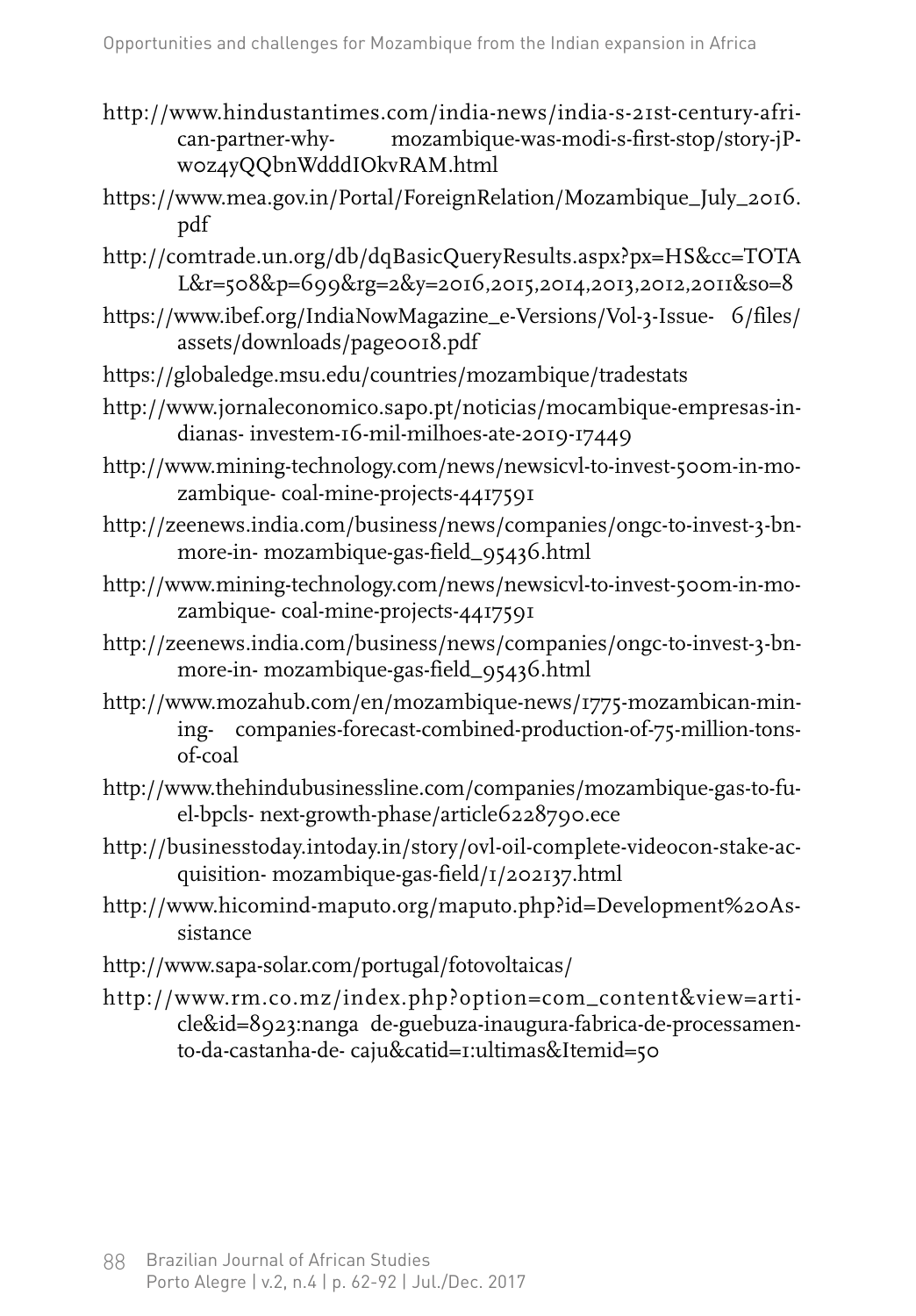http://www.hindustantimes.com/india-news/india-s-21st-century-african-partner-why- mozambique-was-modi-s-first-stop/story-jPwoz4yQQbnWdddIOkvRAM.html

https://www.mea.gov.in/Portal/ForeignRelation/Mozambique_July_2016.pdf

http://comtrade.un.org/db/dqBasicQueryResults.aspx?px=HS&cc=TOTAL&r=508&p=699&rg=2&y=2016,2015,2014,2013,2012,2011&so=8

https://www.ibef.org/IndiaNowMagazine_e-Versions/Vol-3-Issue- 6/files/assets/downloads/page0018.pdf

https://globaledge.msu.edu/countries/mozambique/tradestats

http://www.jornaleconomico.sapo.pt/noticias/mocambique-empresas-indianas- investem-16-mil-milhoes-ate-2019-17449

http://www.mining-technology.com/news/newsicvl-to-invest-500m-in-mozambique- coal-mine-projects-4417591

http://zeenews.india.com/business/news/companies/ongc-to-invest-3-bn-more-in- mozambique-gas-field_95436.html

http://www.mining-technology.com/news/newsicvl-to-invest-500m-in-mozambique- coal-mine-projects-4417591

http://zeenews.india.com/business/news/companies/ongc-to-invest-3-bn-more-in- mozambique-gas-field_95436.html

http://www.mozahub.com/en/mozambique-news/1775-mozambican-mining- companies-forecast-combined-production-of-75-million-tons-of-coal

http://www.thehindubusinessline.com/companies/mozambique-gas-to-fuel-bpcls- next-growth-phase/article6228790.ece

http://businesstoday.intoday.in/story/ovl-oil-complete-videocon-stake-acquisition- mozambique-gas-field/1/202137.html

http://www.hicomind-maputo.org/maputo.php?id=Development%20Assistance

http://www.sapa-solar.com/portugal/fotovoltaicas/

http://www.rm.co.mz/index.php?option=com_content&view=article&id=8923:nanga de-guebuza-inaugura-fabrica-de-processamento-da-castanha-de- caju&catid=1:ultimas&Itemid=50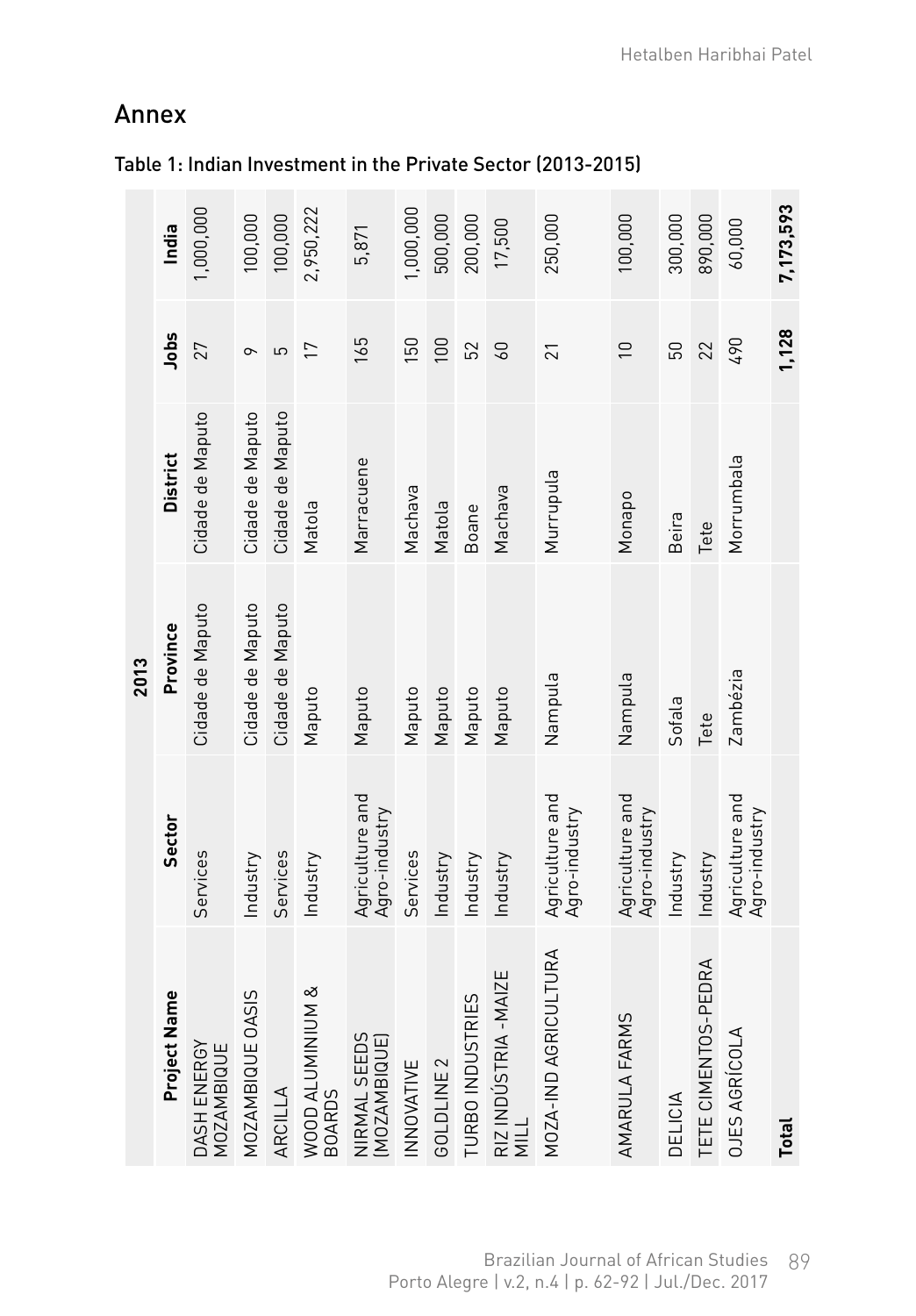# Annex

## Table 1: Indian Investment in the Private Sector (2013-2015)

| 2013 | | | | | |
|---|---|---|---|---|---|
| **Project Name** | **Sector** | **Province** | **District** | **Jobs** | **India** |
| DASH ENERGY MOZAMBIQUE | Services | Cidade de Maputo | Cidade de Maputo | 27 | 1,000,000 |
| MOZAMBIQUE OASIS | Industry | Cidade de Maputo | Cidade de Maputo | 9 | 100,000 |
| ARCILLA | Services | Cidade de Maputo | Cidade de Maputo | 5 | 100,000 |
| WOOD ALUMINIUM & BOARDS | Industry | Maputo | Matola | 17 | 2,950,222 |
| NIRMAL SEEDS (MOZAMBIQUE) | Agriculture and Agro-industry | Maputo | Marracuene | 165 | 5,871 |
| INNOVATIVE | Services | Maputo | Machava | 150 | 1,000,000 |
| GOLDLINE 2 | Industry | Maputo | Matola | 100 | 500,000 |
| TURBO INDUSTRIES | Industry | Maputo | Boane | 52 | 200,000 |
| RIZ INDÚSTRIA -MAIZE MILL | Industry | Maputo | Machava | 60 | 17,500 |
| MOZA-IND AGRICULTURA | Agriculture and Agro-industry | Nampula | Murrupula | 21 | 250,000 |
| AMARULA FARMS | Agriculture and Agro-industry | Nampula | Monapo | 10 | 100,000 |
| DELICIA | Industry | Sofala | Beira | 50 | 300,000 |
| TETE CIMENTOS-PEDRA | Industry | Tete | Tete | 22 | 890,000 |
| OJES AGRÍCOLA | Agriculture and Agro-industry | Zambézia | Morrumbala | 490 | 60,000 |
| **Total** | | | | **1,128** | **7,173,593** |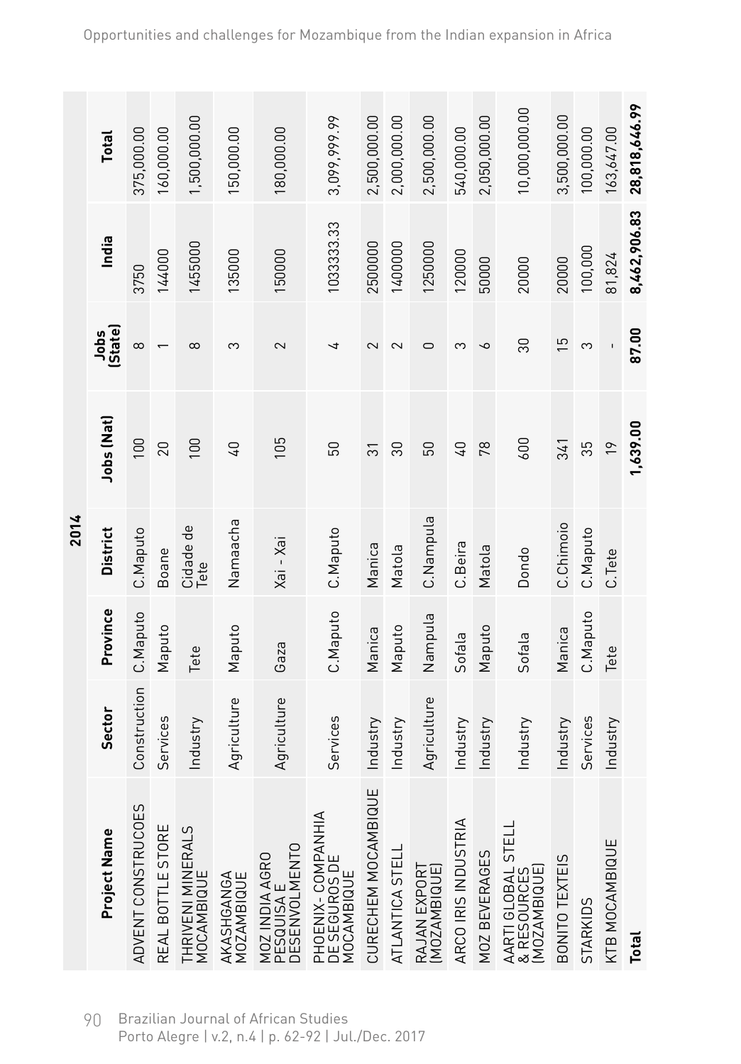| 2014 | | | | | | | | |
|---|---|---|---|---|---|---|---|---|
| Project Name | Sector | Province | District | Jobs (Nat) | Jobs (State) | India | Total |
| ADVENT CONSTRUCOES | Construction | C.Maputo | C.Maputo | 100 | 8 | 3750 | 375,000.00 |
| REAL BOTTLE STORE | Services | Maputo | Boane | 20 | 1 | 144000 | 160,000.00 |
| THRIVENI MINERALS MOCAMBIQUE | Industry | Tete | Cidade de Tete | 100 | 8 | 1455000 | 1,500,000.00 |
| AKASHGANGA MOZAMBIQUE | Agriculture | Maputo | Namaacha | 40 | 3 | 135000 | 150,000.00 |
| MOZ INDIA AGRO PESQUISA E DESENVOLMENTO | Agriculture | Gaza | Xai - Xai | 105 | 2 | 150000 | 180,000.00 |
| PHOENIX- COMPANHIA DE SEGUROS DE MOCAMBIQUE | Services | C.Maputo | C.Maputo | 50 | 4 | 1033333.33 | 3,099,999.99 |
| CURECHEM MOCAMBIQUE | Industry | Manica | Manica | 31 | 2 | 2500000 | 2,500,000.00 |
| ATLANTICA STELL | Industry | Maputo | Matola | 30 | 2 | 1400000 | 2,000,000.00 |
| RAJAN EXPORT (MOZAMBIQUE) | Agriculture | Nampula | C.Nampula | 50 | 0 | 1250000 | 2,500,000.00 |
| ARCO IRIS INDUSTRIA | Industry | Sofala | C.Beira | 40 | 3 | 120000 | 540,000.00 |
| MOZ BEVERAGES | Industry | Maputo | Matola | 78 | 6 | 50000 | 2,050,000.00 |
| AARTI GLOBAL STELL & RESOURCES (MOZAMBIQUE) | Industry | Sofala | Dondo | 600 | 30 | 20000 | 10,000,000.00 |
| BONITO TEXTEIS | Industry | Manica | C.Chimoio | 341 | 15 | 20000 | 3,500,000.00 |
| STARKIDS | Services | C.Maputo | C.Maputo | 35 | 3 | 100,000 | 100,000.00 |
| KTB MOCAMBIQUE | Industry | Tete | C.Tete | 19 | - | 81,824 | 163,647.00 |
| **Total** | | | | **1,639.00** | **87.00** | **8,462,906.83** | **28,818,646.99** |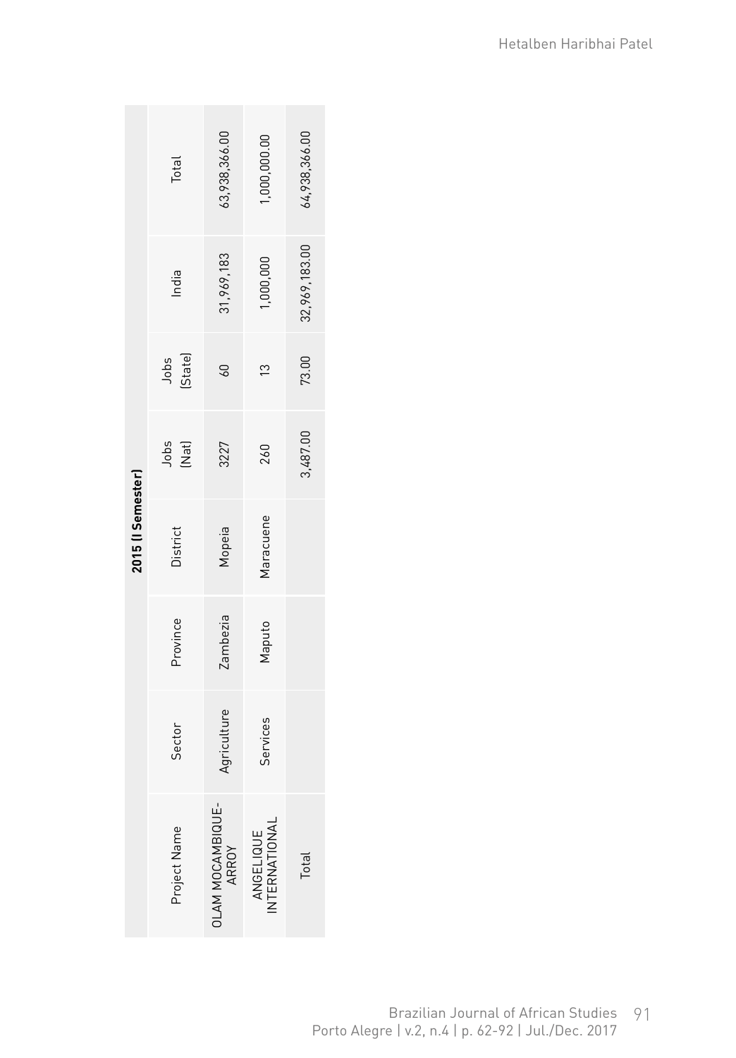| 2015 (I Semester) | | | | | | | |
| --- | --- | --- | --- | --- | --- | --- | --- |
| Project Name | Sector | Province | District | Jobs (Nat) | Jobs (State) | India | Total |
| OLAM MOCAMBIQUE-ARROY | Agriculture | Zambezia | Mopeia | 3227 | 60 | 31,969,183 | 63,938,366.00 |
| ANGELIQUE INTERNATIONAL | Services | Maputo | Maracuene | 260 | 13 | 1,000,000 | 1,000,000.00 |
| Total | | | | 3,487.00 | 73.00 | 32,969,183.00 | 64,938,366.00 |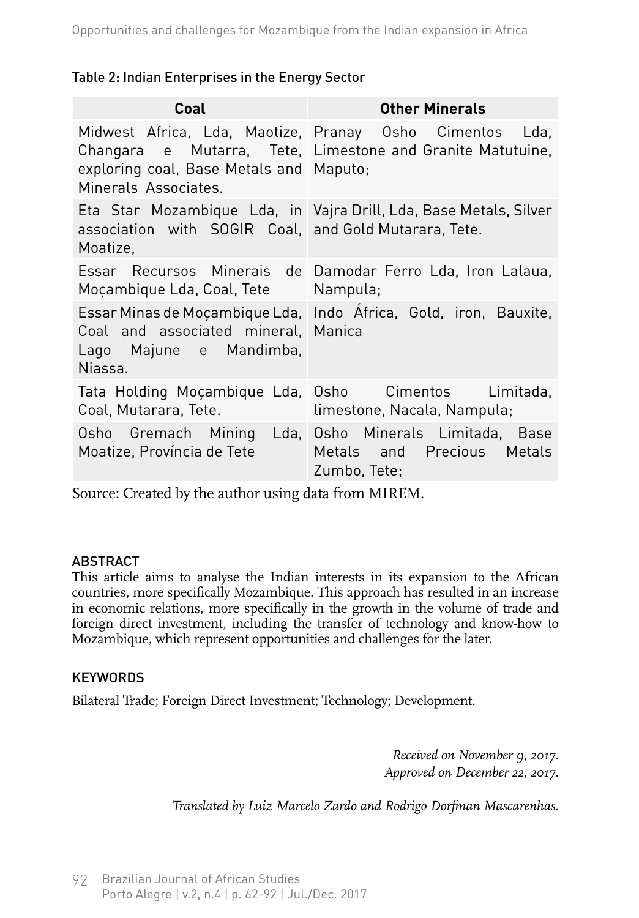Table 2: Indian Enterprises in the Energy Sector

| Coal | Other Minerals |
|---|---|
| Midwest Africa, Lda, Maotize, Changara e Mutarra, Tete, exploring coal, Base Metals and Minerals Associates. | Pranay Osho Cimentos Lda, Limestone and Granite Matutuine, Maputo; |
| Eta Star Mozambique Lda, in association with SOGIR Coal, Moatize, | Vajra Drill, Lda, Base Metals, Silver and Gold Mutarara, Tete. |
| Essar Recursos Minerais de Moçambique Lda, Coal, Tete | Damodar Ferro Lda, Iron Lalaua, Nampula; |
| Essar Minas de Moçambique Lda, Coal and associated mineral, Lago Majune e Mandimba, Niassa. | Indo África, Gold, iron, Bauxite, Manica |
| Tata Holding Moçambique Lda, Coal, Mutarara, Tete. | Osho Cimentos Limitada, limestone, Nacala, Nampula; |
| Osho Gremach Mining Lda, Moatize, Província de Tete | Osho Minerals Limitada, Base Metals and Precious Metals Zumbo, Tete; |

Source: Created by the author using data from MIREM.

## ABSTRACT

This article aims to analyse the Indian interests in its expansion to the African countries, more specifically Mozambique. This approach has resulted in an increase in economic relations, more specifically in the growth in the volume of trade and foreign direct investment, including the transfer of technology and know-how to Mozambique, which represent opportunities and challenges for the later.

## KEYWORDS

Bilateral Trade; Foreign Direct Investment; Technology; Development.

*Received on November 9, 2017.*
*Approved on December 22, 2017.*

*Translated by Luiz Marcelo Zardo and Rodrigo Dorfman Mascarenhas.*